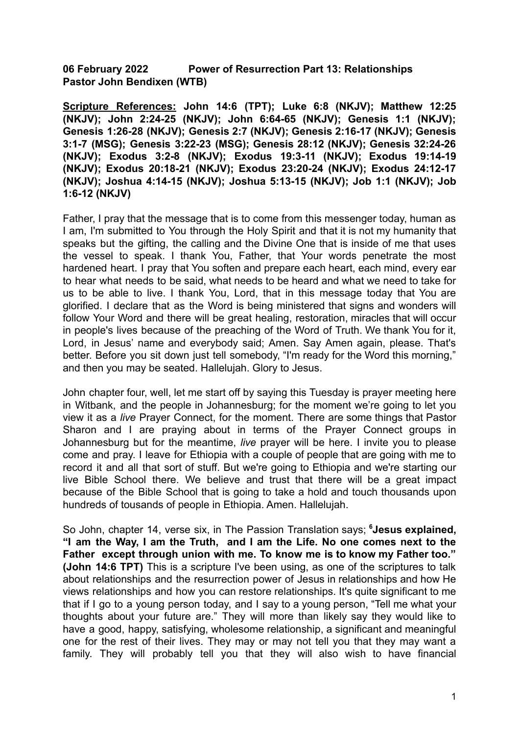**06 February 2022 Power of Resurrection Part 13: Relationships**
**Pastor John Bendixen (WTB)**

**<u>Scripture References:</u> John 14:6 (TPT); Luke 6:8 (NKJV); Matthew 12:25 (NKJV); John 2:24-25 (NKJV); John 6:64-65 (NKJV); Genesis 1:1 (NKJV); Genesis 1:26-28 (NKJV); Genesis 2:7 (NKJV); Genesis 2:16-17 (NKJV); Genesis 3:1-7 (MSG); Genesis 3:22-23 (MSG); Genesis 28:12 (NKJV); Genesis 32:24-26 (NKJV); Exodus 3:2-8 (NKJV); Exodus 19:3-11 (NKJV); Exodus 19:14-19 (NKJV); Exodus 20:18-21 (NKJV); Exodus 23:20-24 (NKJV); Exodus 24:12-17 (NKJV); Joshua 4:14-15 (NKJV); Joshua 5:13-15 (NKJV); Job 1:1 (NKJV); Job 1:6-12 (NKJV)**

Father, I pray that the message that is to come from this messenger today, human as I am, I'm submitted to You through the Holy Spirit and that it is not my humanity that speaks but the gifting, the calling and the Divine One that is inside of me that uses the vessel to speak. I thank You, Father, that Your words penetrate the most hardened heart. I pray that You soften and prepare each heart, each mind, every ear to hear what needs to be said, what needs to be heard and what we need to take for us to be able to live. I thank You, Lord, that in this message today that You are glorified. I declare that as the Word is being ministered that signs and wonders will follow Your Word and there will be great healing, restoration, miracles that will occur in people's lives because of the preaching of the Word of Truth. We thank You for it, Lord, in Jesus' name and everybody said; Amen. Say Amen again, please. That's better. Before you sit down just tell somebody, "I'm ready for the Word this morning," and then you may be seated. Hallelujah. Glory to Jesus.

John chapter four, well, let me start off by saying this Tuesday is prayer meeting here in Witbank, and the people in Johannesburg; for the moment we're going to let you view it as a *live* Prayer Connect, for the moment. There are some things that Pastor Sharon and I are praying about in terms of the Prayer Connect groups in Johannesburg but for the meantime, *live* prayer will be here. I invite you to please come and pray. I leave for Ethiopia with a couple of people that are going with me to record it and all that sort of stuff. But we're going to Ethiopia and we're starting our live Bible School there. We believe and trust that there will be a great impact because of the Bible School that is going to take a hold and touch thousands upon hundreds of tousands of people in Ethiopia. Amen. Hallelujah.

So John, chapter 14, verse six, in The Passion Translation says; [6]**Jesus explained, "I am the Way, I am the Truth, and I am the Life. No one comes next to the Father except through union with me. To know me is to know my Father too." (John 14:6 TPT)** This is a scripture I've been using, as one of the scriptures to talk about relationships and the resurrection power of Jesus in relationships and how He views relationships and how you can restore relationships. It's quite significant to me that if I go to a young person today, and I say to a young person, "Tell me what your thoughts about your future are." They will more than likely say they would like to have a good, happy, satisfying, wholesome relationship, a significant and meaningful one for the rest of their lives. They may or may not tell you that they may want a family. They will probably tell you that they will also wish to have financial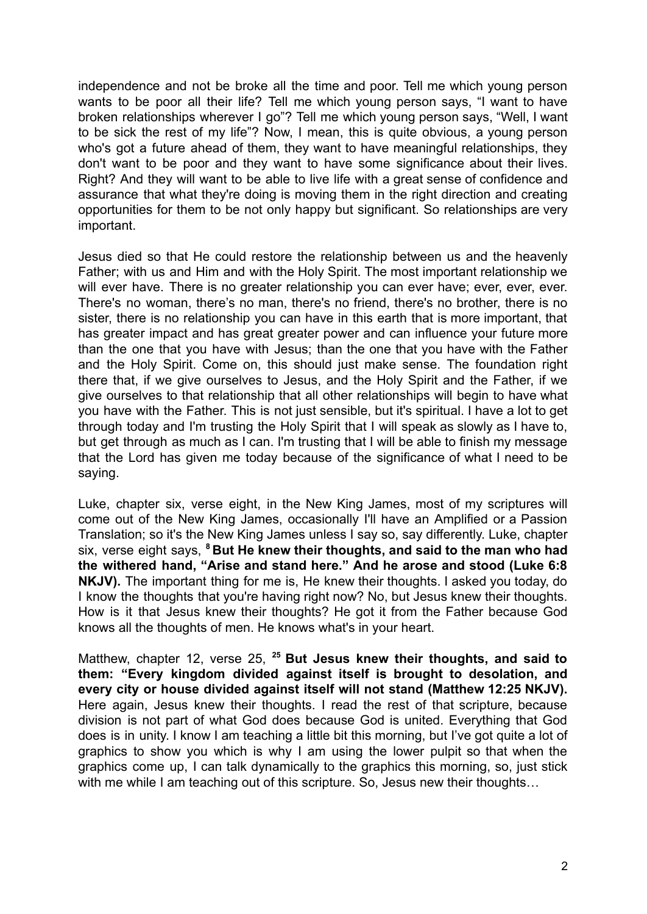independence and not be broke all the time and poor. Tell me which young person wants to be poor all their life? Tell me which young person says, "I want to have broken relationships wherever I go"? Tell me which young person says, "Well, I want to be sick the rest of my life"? Now, I mean, this is quite obvious, a young person who's got a future ahead of them, they want to have meaningful relationships, they don't want to be poor and they want to have some significance about their lives. Right? And they will want to be able to live life with a great sense of confidence and assurance that what they're doing is moving them in the right direction and creating opportunities for them to be not only happy but significant. So relationships are very important.

Jesus died so that He could restore the relationship between us and the heavenly Father; with us and Him and with the Holy Spirit. The most important relationship we will ever have. There is no greater relationship you can ever have; ever, ever, ever. There's no woman, there's no man, there's no friend, there's no brother, there is no sister, there is no relationship you can have in this earth that is more important, that has greater impact and has great greater power and can influence your future more than the one that you have with Jesus; than the one that you have with the Father and the Holy Spirit. Come on, this should just make sense. The foundation right there that, if we give ourselves to Jesus, and the Holy Spirit and the Father, if we give ourselves to that relationship that all other relationships will begin to have what you have with the Father. This is not just sensible, but it's spiritual. I have a lot to get through today and I'm trusting the Holy Spirit that I will speak as slowly as I have to, but get through as much as I can. I'm trusting that I will be able to finish my message that the Lord has given me today because of the significance of what I need to be saying.

Luke, chapter six, verse eight, in the New King James, most of my scriptures will come out of the New King James, occasionally I'll have an Amplified or a Passion Translation; so it's the New King James unless I say so, say differently. Luke, chapter six, verse eight says, [8] **But He knew their thoughts, and said to the man who had the withered hand, "Arise and stand here." And he arose and stood (Luke 6:8 NKJV).** The important thing for me is, He knew their thoughts. I asked you today, do I know the thoughts that you're having right now? No, but Jesus knew their thoughts. How is it that Jesus knew their thoughts? He got it from the Father because God knows all the thoughts of men. He knows what's in your heart.

Matthew, chapter 12, verse 25, [25] **But Jesus knew their thoughts, and said to them: "Every kingdom divided against itself is brought to desolation, and every city or house divided against itself will not stand (Matthew 12:25 NKJV).** Here again, Jesus knew their thoughts. I read the rest of that scripture, because division is not part of what God does because God is united. Everything that God does is in unity. I know I am teaching a little bit this morning, but I've got quite a lot of graphics to show you which is why I am using the lower pulpit so that when the graphics come up, I can talk dynamically to the graphics this morning, so, just stick with me while I am teaching out of this scripture. So, Jesus new their thoughts…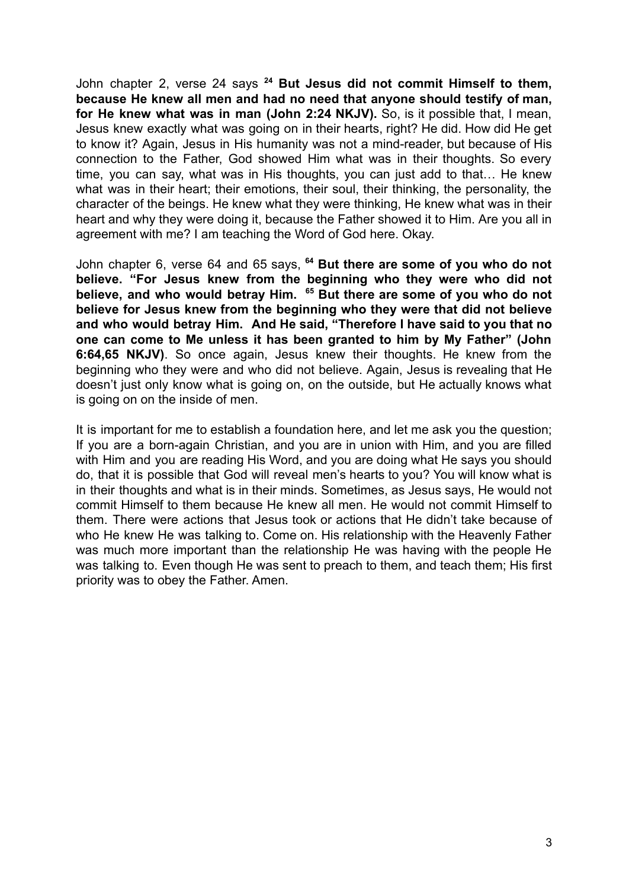John chapter 2, verse 24 says [24] **But Jesus did not commit Himself to them, because He knew all men and had no need that anyone should testify of man, for He knew what was in man (John 2:24 NKJV).** So, is it possible that, I mean, Jesus knew exactly what was going on in their hearts, right? He did. How did He get to know it? Again, Jesus in His humanity was not a mind-reader, but because of His connection to the Father, God showed Him what was in their thoughts. So every time, you can say, what was in His thoughts, you can just add to that… He knew what was in their heart; their emotions, their soul, their thinking, the personality, the character of the beings. He knew what they were thinking, He knew what was in their heart and why they were doing it, because the Father showed it to Him. Are you all in agreement with me? I am teaching the Word of God here. Okay.

John chapter 6, verse 64 and 65 says, [64] **But there are some of you who do not believe. "For Jesus knew from the beginning who they were who did not believe, and who would betray Him.** [65] **But there are some of you who do not believe for Jesus knew from the beginning who they were that did not believe and who would betray Him. And He said, "Therefore I have said to you that no one can come to Me unless it has been granted to him by My Father" (John 6:64,65 NKJV)**. So once again, Jesus knew their thoughts. He knew from the beginning who they were and who did not believe. Again, Jesus is revealing that He doesn't just only know what is going on, on the outside, but He actually knows what is going on on the inside of men.

It is important for me to establish a foundation here, and let me ask you the question; If you are a born-again Christian, and you are in union with Him, and you are filled with Him and you are reading His Word, and you are doing what He says you should do, that it is possible that God will reveal men's hearts to you? You will know what is in their thoughts and what is in their minds. Sometimes, as Jesus says, He would not commit Himself to them because He knew all men. He would not commit Himself to them. There were actions that Jesus took or actions that He didn't take because of who He knew He was talking to. Come on. His relationship with the Heavenly Father was much more important than the relationship He was having with the people He was talking to. Even though He was sent to preach to them, and teach them; His first priority was to obey the Father. Amen.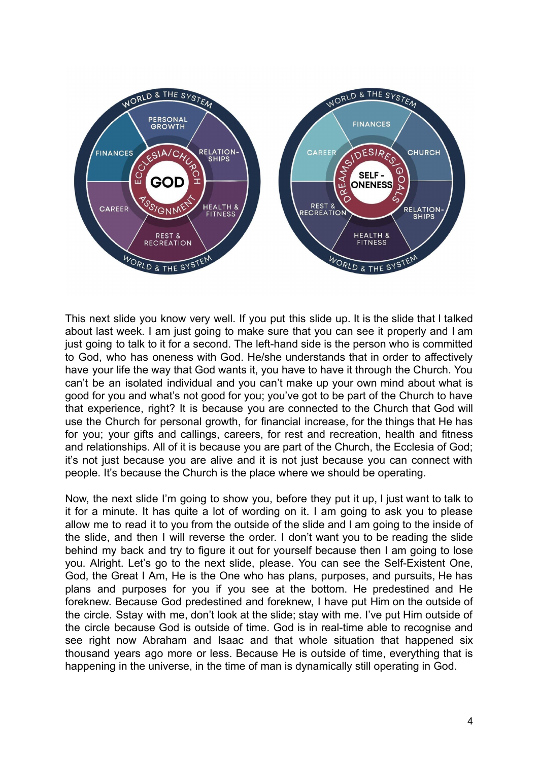This next slide you know very well. If you put this slide up. It is the slide that I talked about last week. I am just going to make sure that you can see it properly and I am just going to talk to it for a second. The left-hand side is the person who is committed to God, who has oneness with God. He/she understands that in order to affectively have your life the way that God wants it, you have to have it through the Church. You can't be an isolated individual and you can't make up your own mind about what is good for you and what's not good for you; you've got to be part of the Church to have that experience, right? It is because you are connected to the Church that God will use the Church for personal growth, for financial increase, for the things that He has for you; your gifts and callings, careers, for rest and recreation, health and fitness and relationships. All of it is because you are part of the Church, the Ecclesia of God; it's not just because you are alive and it is not just because you can connect with people. It's because the Church is the place where we should be operating.

Now, the next slide I'm going to show you, before they put it up, I just want to talk to it for a minute. It has quite a lot of wording on it. I am going to ask you to please allow me to read it to you from the outside of the slide and I am going to the inside of the slide, and then I will reverse the order. I don't want you to be reading the slide behind my back and try to figure it out for yourself because then I am going to lose you. Alright. Let's go to the next slide, please. You can see the Self-Existent One, God, the Great I Am, He is the One who has plans, purposes, and pursuits, He has plans and purposes for you if you see at the bottom. He predestined and He foreknew. Because God predestined and foreknew, I have put Him on the outside of the circle. Sstay with me, don't look at the slide; stay with me. I've put Him outside of the circle because God is outside of time. God is in real-time able to recognise and see right now Abraham and Isaac and that whole situation that happened six thousand years ago more or less. Because He is outside of time, everything that is happening in the universe, in the time of man is dynamically still operating in God.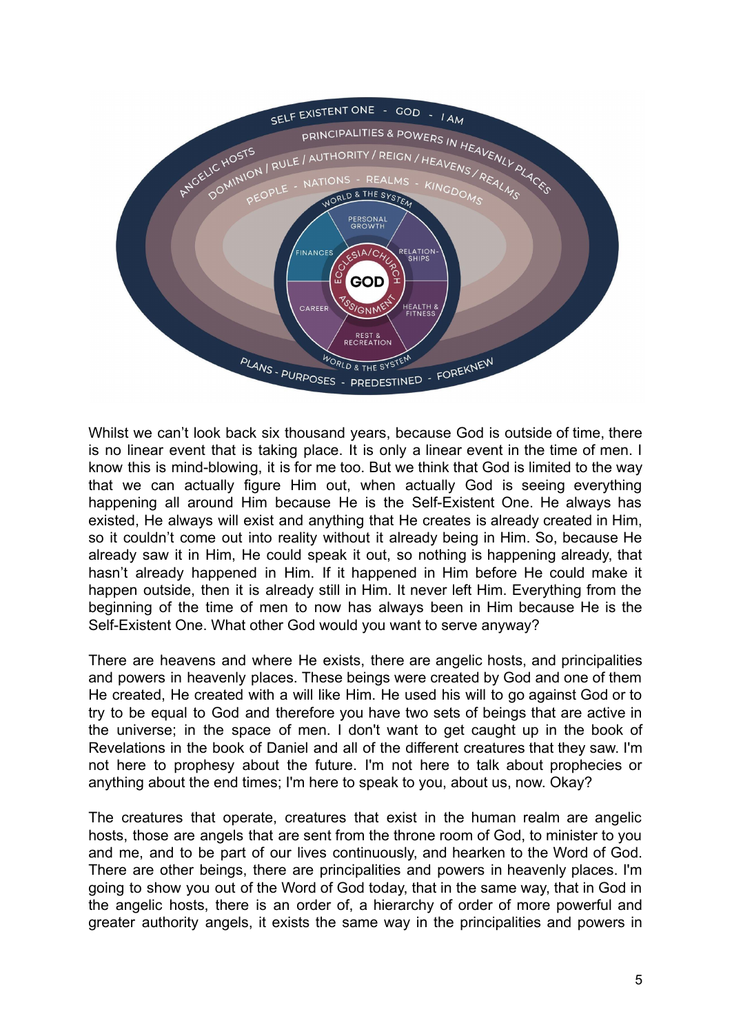Whilst we can't look back six thousand years, because God is outside of time, there is no linear event that is taking place. It is only a linear event in the time of men. I know this is mind-blowing, it is for me too. But we think that God is limited to the way that we can actually figure Him out, when actually God is seeing everything happening all around Him because He is the Self-Existent One. He always has existed, He always will exist and anything that He creates is already created in Him, so it couldn't come out into reality without it already being in Him. So, because He already saw it in Him, He could speak it out, so nothing is happening already, that hasn't already happened in Him. If it happened in Him before He could make it happen outside, then it is already still in Him. It never left Him. Everything from the beginning of the time of men to now has always been in Him because He is the Self-Existent One. What other God would you want to serve anyway?

There are heavens and where He exists, there are angelic hosts, and principalities and powers in heavenly places. These beings were created by God and one of them He created, He created with a will like Him. He used his will to go against God or to try to be equal to God and therefore you have two sets of beings that are active in the universe; in the space of men. I don't want to get caught up in the book of Revelations in the book of Daniel and all of the different creatures that they saw. I'm not here to prophesy about the future. I'm not here to talk about prophecies or anything about the end times; I'm here to speak to you, about us, now. Okay?

The creatures that operate, creatures that exist in the human realm are angelic hosts, those are angels that are sent from the throne room of God, to minister to you and me, and to be part of our lives continuously, and hearken to the Word of God. There are other beings, there are principalities and powers in heavenly places. I'm going to show you out of the Word of God today, that in the same way, that in God in the angelic hosts, there is an order of, a hierarchy of order of more powerful and greater authority angels, it exists the same way in the principalities and powers in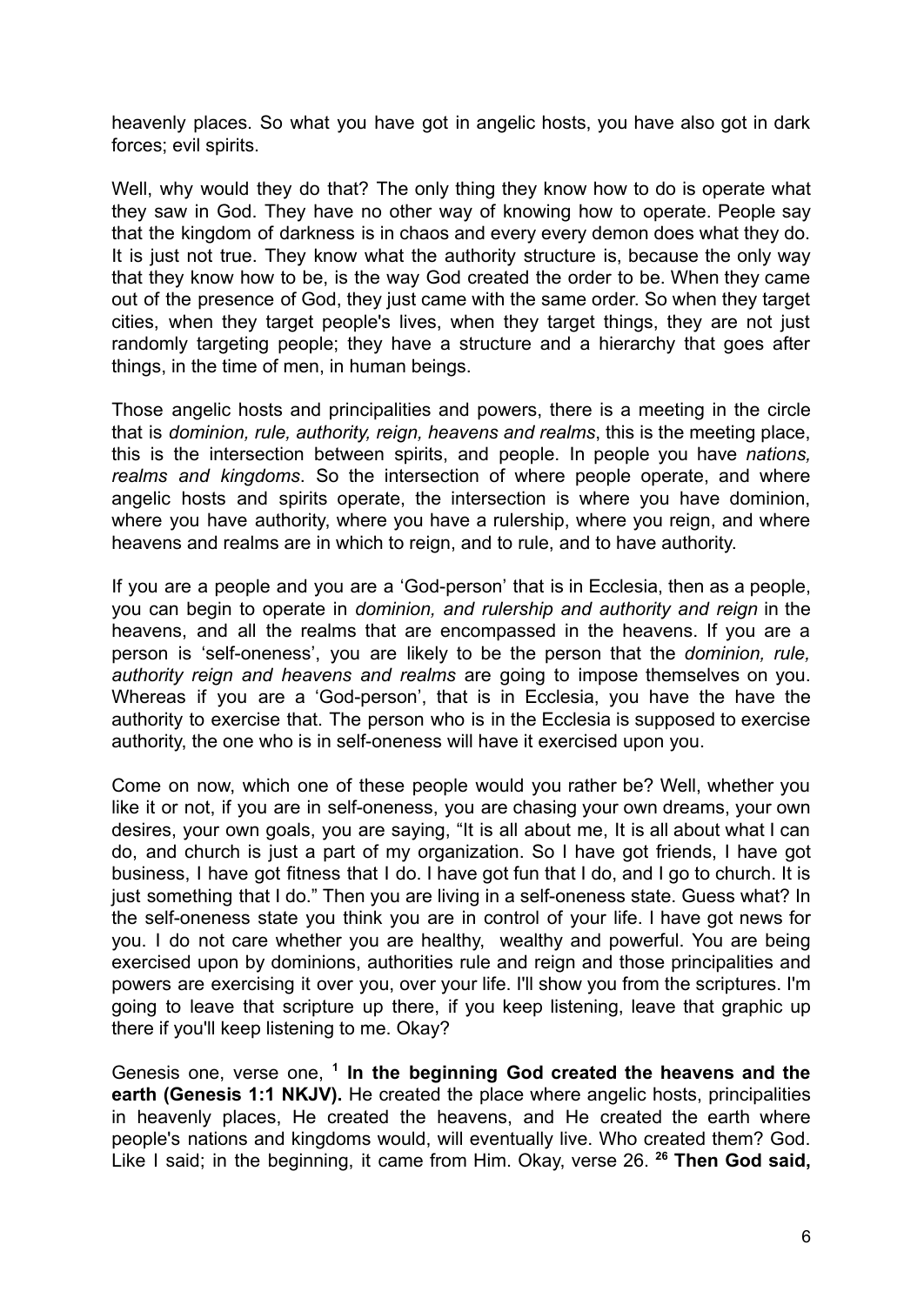heavenly places. So what you have got in angelic hosts, you have also got in dark forces; evil spirits.

Well, why would they do that? The only thing they know how to do is operate what they saw in God. They have no other way of knowing how to operate. People say that the kingdom of darkness is in chaos and every every demon does what they do. It is just not true. They know what the authority structure is, because the only way that they know how to be, is the way God created the order to be. When they came out of the presence of God, they just came with the same order. So when they target cities, when they target people's lives, when they target things, they are not just randomly targeting people; they have a structure and a hierarchy that goes after things, in the time of men, in human beings.

Those angelic hosts and principalities and powers, there is a meeting in the circle that is *dominion, rule, authority, reign, heavens and realms*, this is the meeting place, this is the intersection between spirits, and people. In people you have *nations, realms and kingdoms*. So the intersection of where people operate, and where angelic hosts and spirits operate, the intersection is where you have dominion, where you have authority, where you have a rulership, where you reign, and where heavens and realms are in which to reign, and to rule, and to have authority.

If you are a people and you are a 'God-person' that is in Ecclesia, then as a people, you can begin to operate in *dominion, and rulership and authority and reign* in the heavens, and all the realms that are encompassed in the heavens. If you are a person is 'self-oneness', you are likely to be the person that the *dominion, rule, authority reign and heavens and realms* are going to impose themselves on you. Whereas if you are a 'God-person', that is in Ecclesia, you have the have the authority to exercise that. The person who is in the Ecclesia is supposed to exercise authority, the one who is in self-oneness will have it exercised upon you.

Come on now, which one of these people would you rather be? Well, whether you like it or not, if you are in self-oneness, you are chasing your own dreams, your own desires, your own goals, you are saying, "It is all about me, It is all about what I can do, and church is just a part of my organization. So I have got friends, I have got business, I have got fitness that I do. I have got fun that I do, and I go to church. It is just something that I do." Then you are living in a self-oneness state. Guess what? In the self-oneness state you think you are in control of your life. I have got news for you. I do not care whether you are healthy, wealthy and powerful. You are being exercised upon by dominions, authorities rule and reign and those principalities and powers are exercising it over you, over your life. I'll show you from the scriptures. I'm going to leave that scripture up there, if you keep listening, leave that graphic up there if you'll keep listening to me. Okay?

Genesis one, verse one, [1] **In the beginning God created the heavens and the earth (Genesis 1:1 NKJV).** He created the place where angelic hosts, principalities in heavenly places, He created the heavens, and He created the earth where people's nations and kingdoms would, will eventually live. Who created them? God. Like I said; in the beginning, it came from Him. Okay, verse 26. [26] **Then God said,**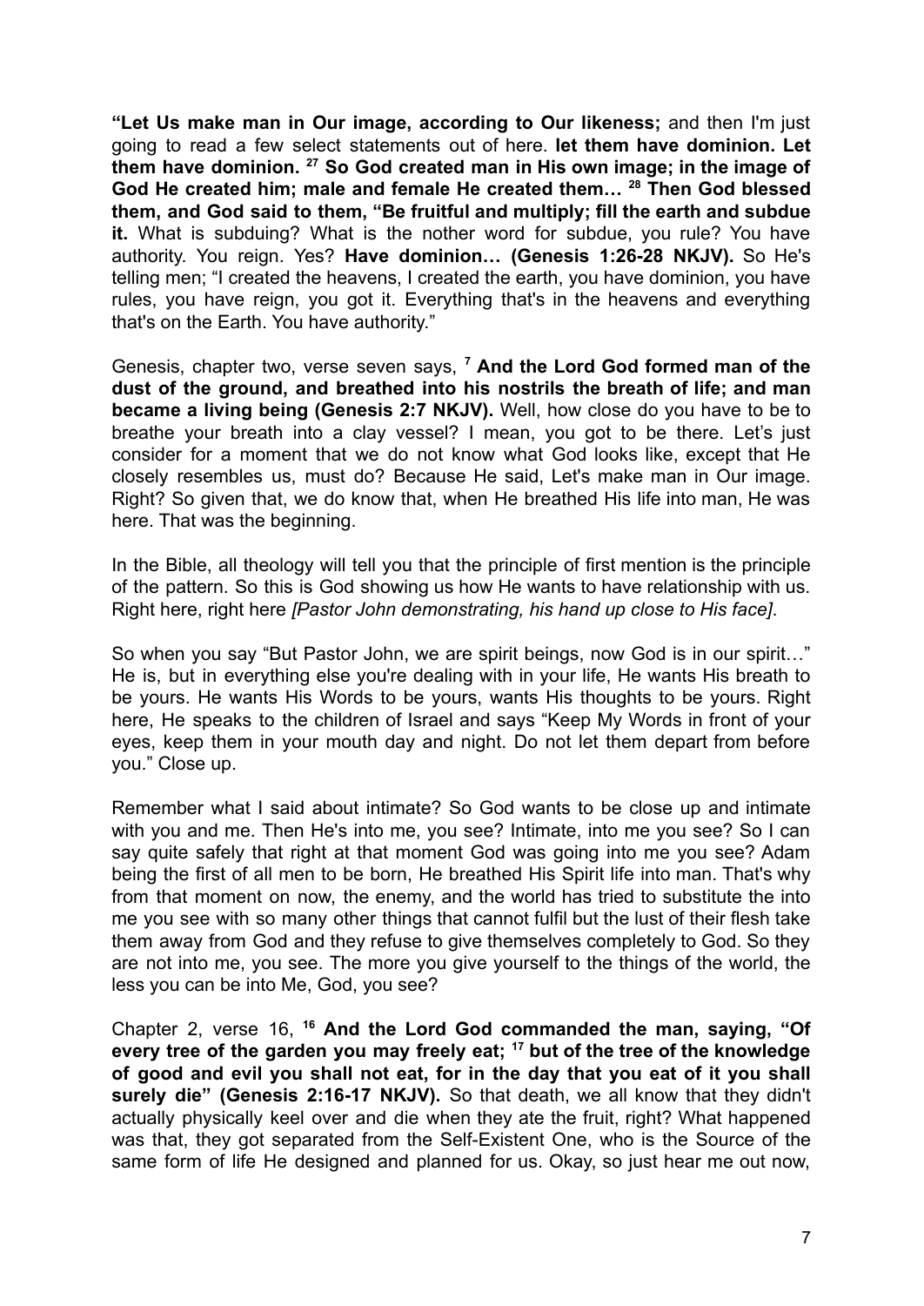**"Let Us make man in Our image, according to Our likeness;** and then I'm just going to read a few select statements out of here. **let them have dominion. Let them have dominion. [27] So God created man in His own image; in the image of God He created him; male and female He created them… [28] Then God blessed them, and God said to them, "Be fruitful and multiply; fill the earth and subdue it.** What is subduing? What is the nother word for subdue, you rule? You have authority. You reign. Yes? **Have dominion… (Genesis 1:26-28 NKJV).** So He's telling men; "I created the heavens, I created the earth, you have dominion, you have rules, you have reign, you got it. Everything that's in the heavens and everything that's on the Earth. You have authority."

Genesis, chapter two, verse seven says, **[7] And the Lord God formed man of the dust of the ground, and breathed into his nostrils the breath of life; and man became a living being (Genesis 2:7 NKJV).** Well, how close do you have to be to breathe your breath into a clay vessel? I mean, you got to be there. Let's just consider for a moment that we do not know what God looks like, except that He closely resembles us, must do? Because He said, Let's make man in Our image. Right? So given that, we do know that, when He breathed His life into man, He was here. That was the beginning.

In the Bible, all theology will tell you that the principle of first mention is the principle of the pattern. So this is God showing us how He wants to have relationship with us. Right here, right here *[Pastor John demonstrating, his hand up close to His face]*.

So when you say "But Pastor John, we are spirit beings, now God is in our spirit…" He is, but in everything else you're dealing with in your life, He wants His breath to be yours. He wants His Words to be yours, wants His thoughts to be yours. Right here, He speaks to the children of Israel and says "Keep My Words in front of your eyes, keep them in your mouth day and night. Do not let them depart from before you." Close up.

Remember what I said about intimate? So God wants to be close up and intimate with you and me. Then He's into me, you see? Intimate, into me you see? So I can say quite safely that right at that moment God was going into me you see? Adam being the first of all men to be born, He breathed His Spirit life into man. That's why from that moment on now, the enemy, and the world has tried to substitute the into me you see with so many other things that cannot fulfil but the lust of their flesh take them away from God and they refuse to give themselves completely to God. So they are not into me, you see. The more you give yourself to the things of the world, the less you can be into Me, God, you see?

Chapter 2, verse 16, **[16] And the Lord God commanded the man, saying, "Of every tree of the garden you may freely eat; [17] but of the tree of the knowledge of good and evil you shall not eat, for in the day that you eat of it you shall surely die" (Genesis 2:16-17 NKJV).** So that death, we all know that they didn't actually physically keel over and die when they ate the fruit, right? What happened was that, they got separated from the Self-Existent One, who is the Source of the same form of life He designed and planned for us. Okay, so just hear me out now,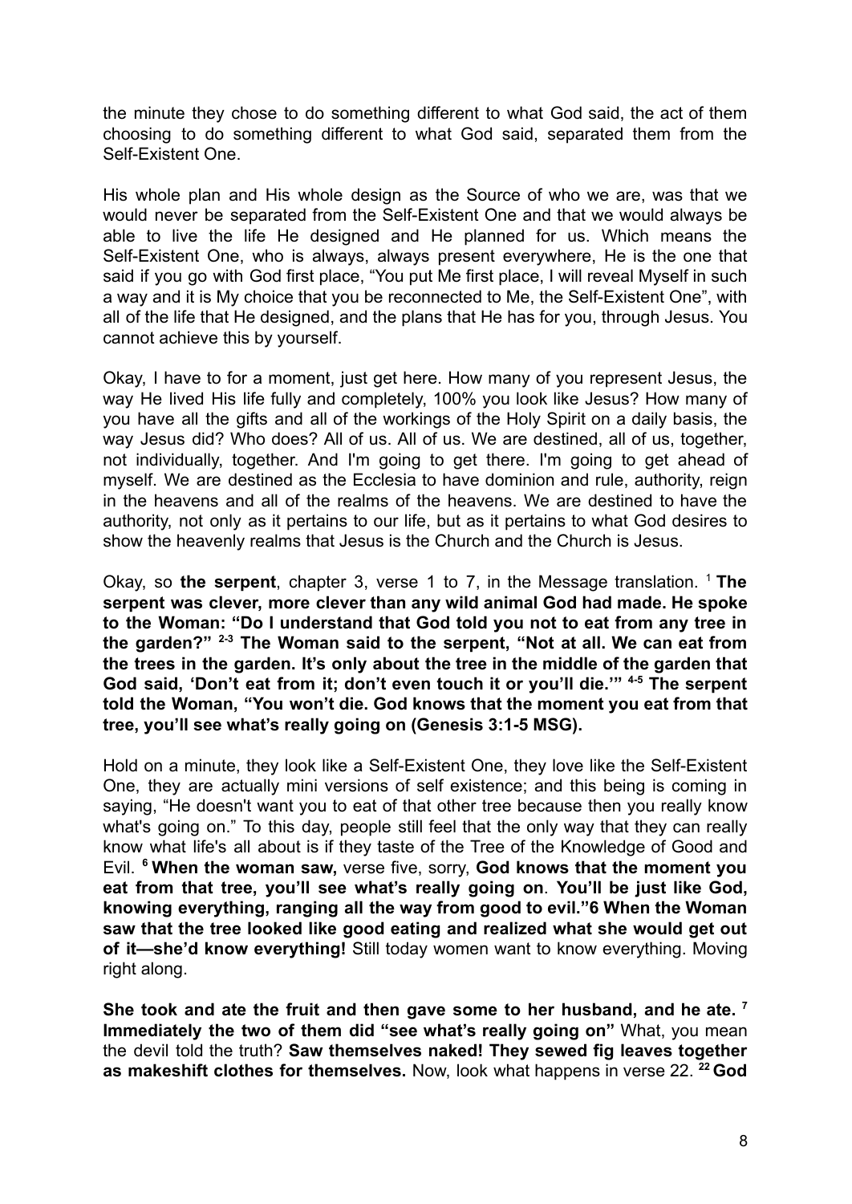the minute they chose to do something different to what God said, the act of them choosing to do something different to what God said, separated them from the Self-Existent One.

His whole plan and His whole design as the Source of who we are, was that we would never be separated from the Self-Existent One and that we would always be able to live the life He designed and He planned for us. Which means the Self-Existent One, who is always, always present everywhere, He is the one that said if you go with God first place, "You put Me first place, I will reveal Myself in such a way and it is My choice that you be reconnected to Me, the Self-Existent One", with all of the life that He designed, and the plans that He has for you, through Jesus. You cannot achieve this by yourself.

Okay, I have to for a moment, just get here. How many of you represent Jesus, the way He lived His life fully and completely, 100% you look like Jesus? How many of you have all the gifts and all of the workings of the Holy Spirit on a daily basis, the way Jesus did? Who does? All of us. All of us. We are destined, all of us, together, not individually, together. And I'm going to get there. I'm going to get ahead of myself. We are destined as the Ecclesia to have dominion and rule, authority, reign in the heavens and all of the realms of the heavens. We are destined to have the authority, not only as it pertains to our life, but as it pertains to what God desires to show the heavenly realms that Jesus is the Church and the Church is Jesus.

Okay, so **the serpent**, chapter 3, verse 1 to 7, in the Message translation. [1] **The serpent was clever, more clever than any wild animal God had made. He spoke to the Woman: "Do I understand that God told you not to eat from any tree in the garden?"** [2-3] **The Woman said to the serpent, "Not at all. We can eat from the trees in the garden. It's only about the tree in the middle of the garden that God said, 'Don't eat from it; don't even touch it or you'll die.'"** [4-5] **The serpent told the Woman, "You won't die. God knows that the moment you eat from that tree, you'll see what's really going on (Genesis 3:1-5 MSG).**

Hold on a minute, they look like a Self-Existent One, they love like the Self-Existent One, they are actually mini versions of self existence; and this being is coming in saying, "He doesn't want you to eat of that other tree because then you really know what's going on." To this day, people still feel that the only way that they can really know what life's all about is if they taste of the Tree of the Knowledge of Good and Evil. [6] **When the woman saw,** verse five, sorry, **God knows that the moment you eat from that tree, you'll see what's really going on**. **You'll be just like God, knowing everything, ranging all the way from good to evil."6 When the Woman saw that the tree looked like good eating and realized what she would get out of it—she'd know everything!** Still today women want to know everything. Moving right along.

**She took and ate the fruit and then gave some to her husband, and he ate.** [7] **Immediately the two of them did "see what's really going on"** What, you mean the devil told the truth? **Saw themselves naked! They sewed fig leaves together as makeshift clothes for themselves.** Now, look what happens in verse 22. [22] **God**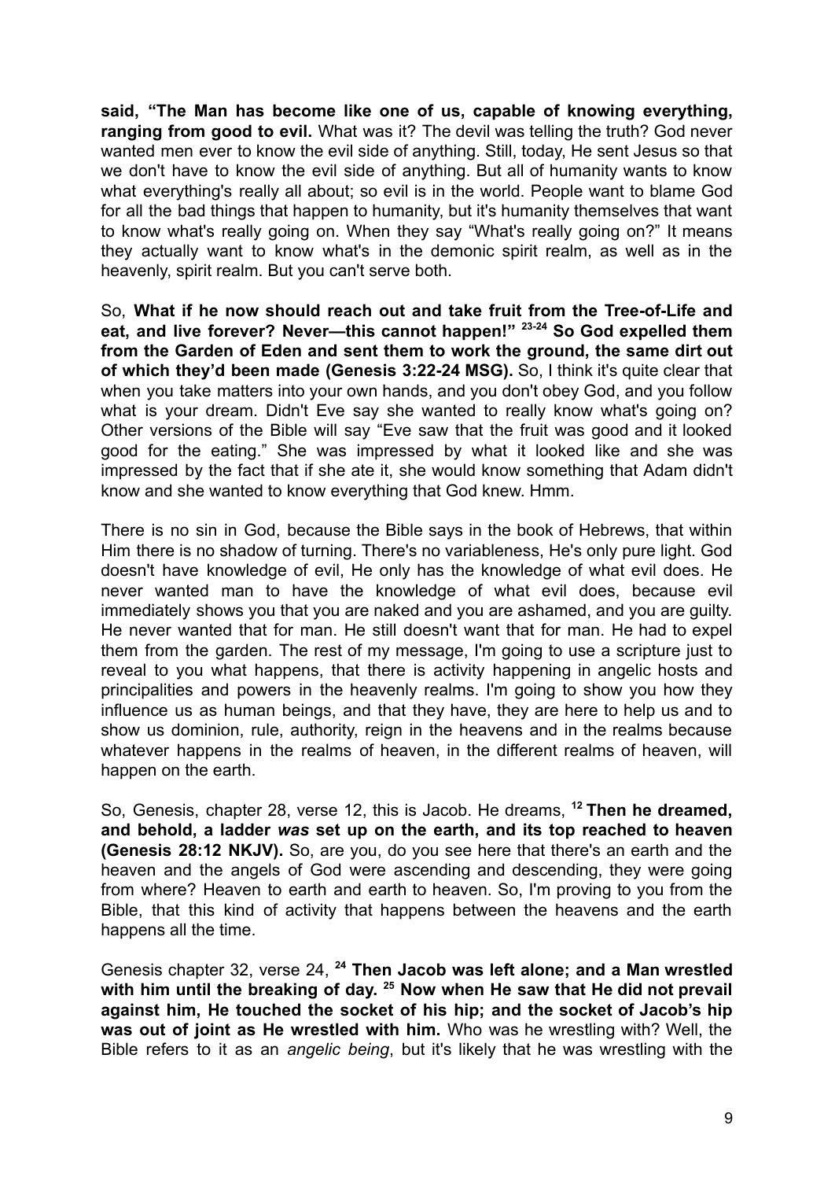**said, "The Man has become like one of us, capable of knowing everything, ranging from good to evil.** What was it? The devil was telling the truth? God never wanted men ever to know the evil side of anything. Still, today, He sent Jesus so that we don't have to know the evil side of anything. But all of humanity wants to know what everything's really all about; so evil is in the world. People want to blame God for all the bad things that happen to humanity, but it's humanity themselves that want to know what's really going on. When they say "What's really going on?" It means they actually want to know what's in the demonic spirit realm, as well as in the heavenly, spirit realm. But you can't serve both.

So, **What if he now should reach out and take fruit from the Tree-of-Life and eat, and live forever? Never—this cannot happen!" [23-24] So God expelled them from the Garden of Eden and sent them to work the ground, the same dirt out of which they'd been made (Genesis 3:22-24 MSG).** So, I think it's quite clear that when you take matters into your own hands, and you don't obey God, and you follow what is your dream. Didn't Eve say she wanted to really know what's going on? Other versions of the Bible will say "Eve saw that the fruit was good and it looked good for the eating." She was impressed by what it looked like and she was impressed by the fact that if she ate it, she would know something that Adam didn't know and she wanted to know everything that God knew. Hmm.

There is no sin in God, because the Bible says in the book of Hebrews, that within Him there is no shadow of turning. There's no variableness, He's only pure light. God doesn't have knowledge of evil, He only has the knowledge of what evil does. He never wanted man to have the knowledge of what evil does, because evil immediately shows you that you are naked and you are ashamed, and you are guilty. He never wanted that for man. He still doesn't want that for man. He had to expel them from the garden. The rest of my message, I'm going to use a scripture just to reveal to you what happens, that there is activity happening in angelic hosts and principalities and powers in the heavenly realms. I'm going to show you how they influence us as human beings, and that they have, they are here to help us and to show us dominion, rule, authority, reign in the heavens and in the realms because whatever happens in the realms of heaven, in the different realms of heaven, will happen on the earth.

So, Genesis, chapter 28, verse 12, this is Jacob. He dreams, **[12] Then he dreamed, and behold, a ladder *was* set up on the earth, and its top reached to heaven (Genesis 28:12 NKJV).** So, are you, do you see here that there's an earth and the heaven and the angels of God were ascending and descending, they were going from where? Heaven to earth and earth to heaven. So, I'm proving to you from the Bible, that this kind of activity that happens between the heavens and the earth happens all the time.

Genesis chapter 32, verse 24, **[24] Then Jacob was left alone; and a Man wrestled with him until the breaking of day. [25] Now when He saw that He did not prevail against him, He touched the socket of his hip; and the socket of Jacob's hip was out of joint as He wrestled with him.** Who was he wrestling with? Well, the Bible refers to it as an *angelic being*, but it's likely that he was wrestling with the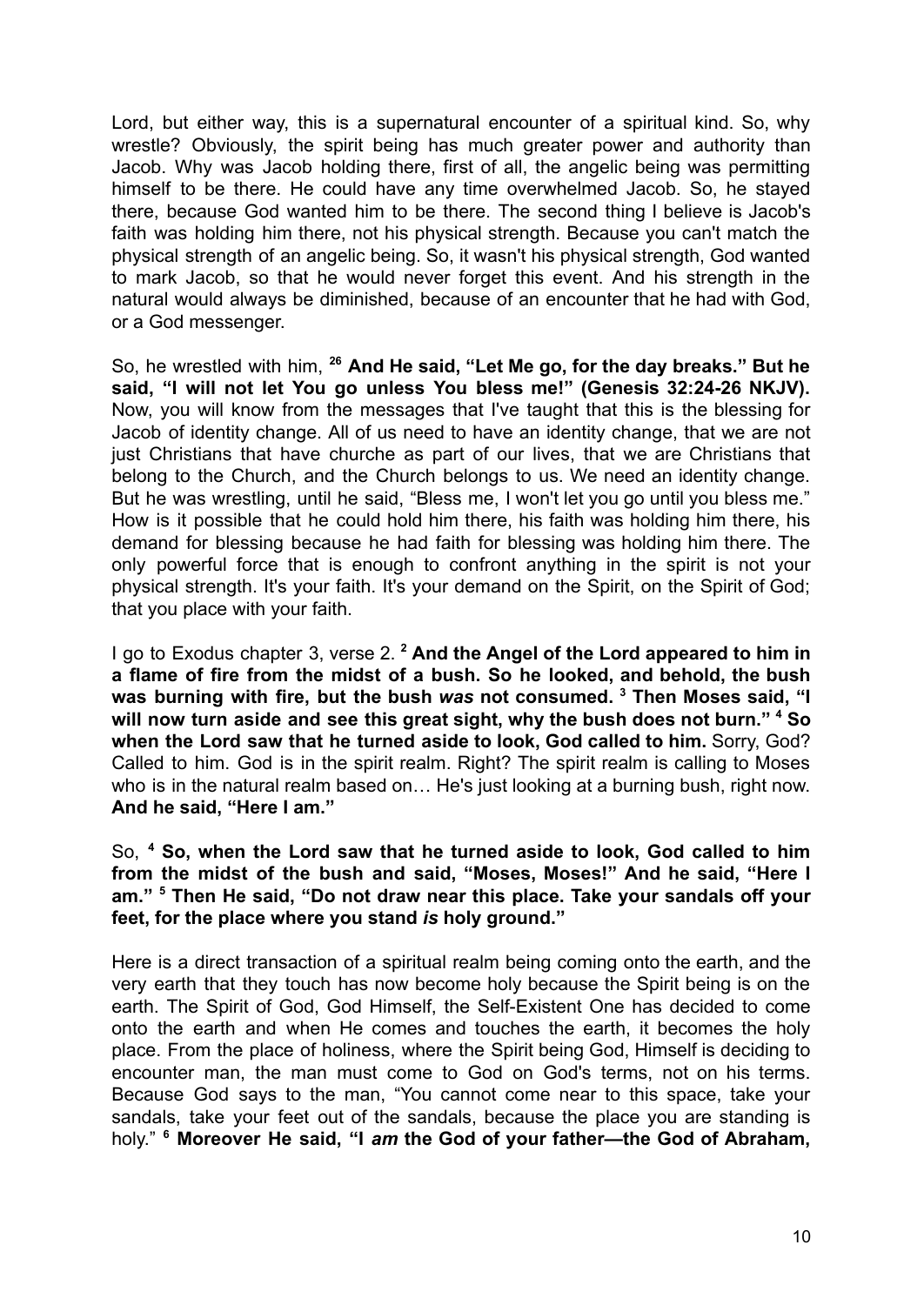Lord, but either way, this is a supernatural encounter of a spiritual kind. So, why wrestle? Obviously, the spirit being has much greater power and authority than Jacob. Why was Jacob holding there, first of all, the angelic being was permitting himself to be there. He could have any time overwhelmed Jacob. So, he stayed there, because God wanted him to be there. The second thing I believe is Jacob's faith was holding him there, not his physical strength. Because you can't match the physical strength of an angelic being. So, it wasn't his physical strength, God wanted to mark Jacob, so that he would never forget this event. And his strength in the natural would always be diminished, because of an encounter that he had with God, or a God messenger.

So, he wrestled with him, **[26] And He said, "Let Me go, for the day breaks." But he said, "I will not let You go unless You bless me!" (Genesis 32:24-26 NKJV).** Now, you will know from the messages that I've taught that this is the blessing for Jacob of identity change. All of us need to have an identity change, that we are not just Christians that have churche as part of our lives, that we are Christians that belong to the Church, and the Church belongs to us. We need an identity change. But he was wrestling, until he said, "Bless me, I won't let you go until you bless me." How is it possible that he could hold him there, his faith was holding him there, his demand for blessing because he had faith for blessing was holding him there. The only powerful force that is enough to confront anything in the spirit is not your physical strength. It's your faith. It's your demand on the Spirit, on the Spirit of God; that you place with your faith.

I go to Exodus chapter 3, verse 2. **[2] And the Angel of the Lord appeared to him in a flame of fire from the midst of a bush. So he looked, and behold, the bush was burning with fire, but the bush *was* not consumed. [3] Then Moses said, "I will now turn aside and see this great sight, why the bush does not burn." [4] So when the Lord saw that he turned aside to look, God called to him.** Sorry, God? Called to him. God is in the spirit realm. Right? The spirit realm is calling to Moses who is in the natural realm based on… He's just looking at a burning bush, right now. **And he said, "Here I am."**

So, **[4] So, when the Lord saw that he turned aside to look, God called to him from the midst of the bush and said, "Moses, Moses!" And he said, "Here I am." [5] Then He said, "Do not draw near this place. Take your sandals off your feet, for the place where you stand *is* holy ground."**

Here is a direct transaction of a spiritual realm being coming onto the earth, and the very earth that they touch has now become holy because the Spirit being is on the earth. The Spirit of God, God Himself, the Self-Existent One has decided to come onto the earth and when He comes and touches the earth, it becomes the holy place. From the place of holiness, where the Spirit being God, Himself is deciding to encounter man, the man must come to God on God's terms, not on his terms. Because God says to the man, "You cannot come near to this space, take your sandals, take your feet out of the sandals, because the place you are standing is holy." **[6] Moreover He said, "I *am* the God of your father—the God of Abraham,**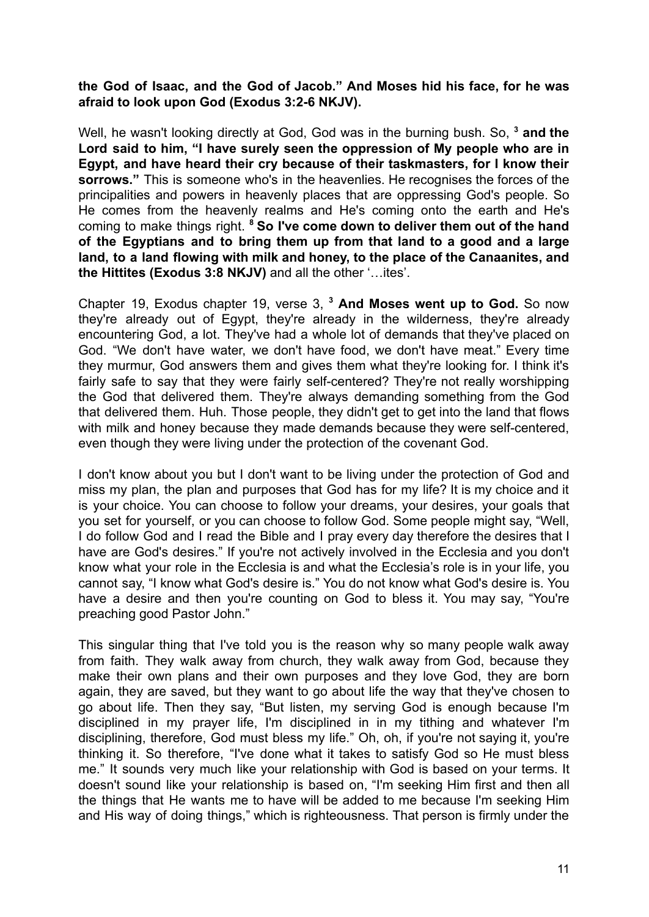**the God of Isaac, and the God of Jacob." And Moses hid his face, for he was afraid to look upon God (Exodus 3:2-6 NKJV).**

Well, he wasn't looking directly at God, God was in the burning bush. So, [3] **and the Lord said to him, "I have surely seen the oppression of My people who are in Egypt, and have heard their cry because of their taskmasters, for I know their sorrows."** This is someone who's in the heavenlies. He recognises the forces of the principalities and powers in heavenly places that are oppressing God's people. So He comes from the heavenly realms and He's coming onto the earth and He's coming to make things right. [8] **So I've come down to deliver them out of the hand of the Egyptians and to bring them up from that land to a good and a large land, to a land flowing with milk and honey, to the place of the Canaanites, and the Hittites (Exodus 3:8 NKJV)** and all the other '…ites'.

Chapter 19, Exodus chapter 19, verse 3, [3] **And Moses went up to God.** So now they're already out of Egypt, they're already in the wilderness, they're already encountering God, a lot. They've had a whole lot of demands that they've placed on God. "We don't have water, we don't have food, we don't have meat." Every time they murmur, God answers them and gives them what they're looking for. I think it's fairly safe to say that they were fairly self-centered? They're not really worshipping the God that delivered them. They're always demanding something from the God that delivered them. Huh. Those people, they didn't get to get into the land that flows with milk and honey because they made demands because they were self-centered, even though they were living under the protection of the covenant God.

I don't know about you but I don't want to be living under the protection of God and miss my plan, the plan and purposes that God has for my life? It is my choice and it is your choice. You can choose to follow your dreams, your desires, your goals that you set for yourself, or you can choose to follow God. Some people might say, "Well, I do follow God and I read the Bible and I pray every day therefore the desires that I have are God's desires." If you're not actively involved in the Ecclesia and you don't know what your role in the Ecclesia is and what the Ecclesia's role is in your life, you cannot say, "I know what God's desire is." You do not know what God's desire is. You have a desire and then you're counting on God to bless it. You may say, "You're preaching good Pastor John."

This singular thing that I've told you is the reason why so many people walk away from faith. They walk away from church, they walk away from God, because they make their own plans and their own purposes and they love God, they are born again, they are saved, but they want to go about life the way that they've chosen to go about life. Then they say, "But listen, my serving God is enough because I'm disciplined in my prayer life, I'm disciplined in in my tithing and whatever I'm disciplining, therefore, God must bless my life." Oh, oh, if you're not saying it, you're thinking it. So therefore, "I've done what it takes to satisfy God so He must bless me." It sounds very much like your relationship with God is based on your terms. It doesn't sound like your relationship is based on, "I'm seeking Him first and then all the things that He wants me to have will be added to me because I'm seeking Him and His way of doing things," which is righteousness. That person is firmly under the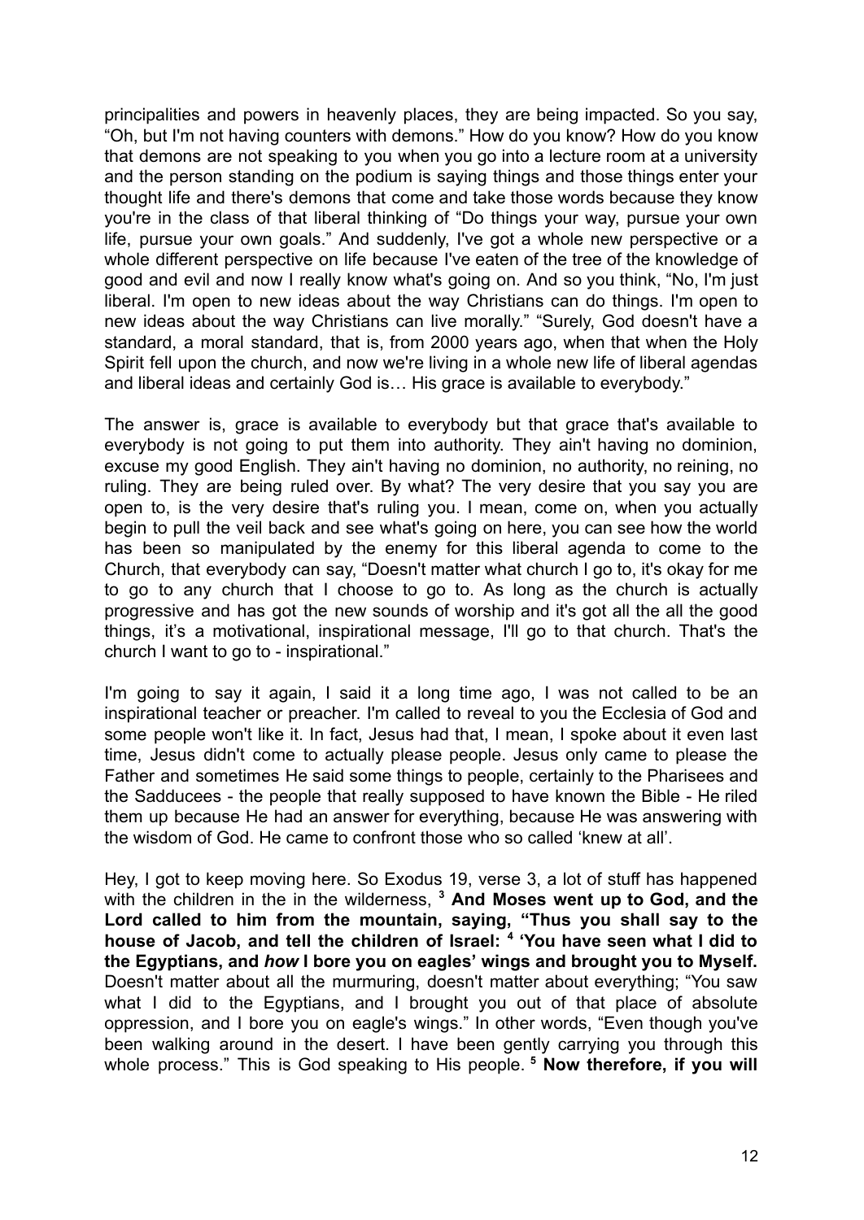principalities and powers in heavenly places, they are being impacted. So you say, "Oh, but I'm not having counters with demons." How do you know? How do you know that demons are not speaking to you when you go into a lecture room at a university and the person standing on the podium is saying things and those things enter your thought life and there's demons that come and take those words because they know you're in the class of that liberal thinking of "Do things your way, pursue your own life, pursue your own goals." And suddenly, I've got a whole new perspective or a whole different perspective on life because I've eaten of the tree of the knowledge of good and evil and now I really know what's going on. And so you think, "No, I'm just liberal. I'm open to new ideas about the way Christians can do things. I'm open to new ideas about the way Christians can live morally." "Surely, God doesn't have a standard, a moral standard, that is, from 2000 years ago, when that when the Holy Spirit fell upon the church, and now we're living in a whole new life of liberal agendas and liberal ideas and certainly God is… His grace is available to everybody."

The answer is, grace is available to everybody but that grace that's available to everybody is not going to put them into authority. They ain't having no dominion, excuse my good English. They ain't having no dominion, no authority, no reining, no ruling. They are being ruled over. By what? The very desire that you say you are open to, is the very desire that's ruling you. I mean, come on, when you actually begin to pull the veil back and see what's going on here, you can see how the world has been so manipulated by the enemy for this liberal agenda to come to the Church, that everybody can say, "Doesn't matter what church I go to, it's okay for me to go to any church that I choose to go to. As long as the church is actually progressive and has got the new sounds of worship and it's got all the all the good things, it's a motivational, inspirational message, I'll go to that church. That's the church I want to go to - inspirational."

I'm going to say it again, I said it a long time ago, I was not called to be an inspirational teacher or preacher. I'm called to reveal to you the Ecclesia of God and some people won't like it. In fact, Jesus had that, I mean, I spoke about it even last time, Jesus didn't come to actually please people. Jesus only came to please the Father and sometimes He said some things to people, certainly to the Pharisees and the Sadducees - the people that really supposed to have known the Bible - He riled them up because He had an answer for everything, because He was answering with the wisdom of God. He came to confront those who so called 'knew at all'.

Hey, I got to keep moving here. So Exodus 19, verse 3, a lot of stuff has happened with the children in the in the wilderness, [3] **And Moses went up to God, and the Lord called to him from the mountain, saying, "Thus you shall say to the house of Jacob, and tell the children of Israel: [4] 'You have seen what I did to the Egyptians, and *how* I bore you on eagles' wings and brought you to Myself.** Doesn't matter about all the murmuring, doesn't matter about everything; "You saw what I did to the Egyptians, and I brought you out of that place of absolute oppression, and I bore you on eagle's wings." In other words, "Even though you've been walking around in the desert. I have been gently carrying you through this whole process." This is God speaking to His people. [5] **Now therefore, if you will**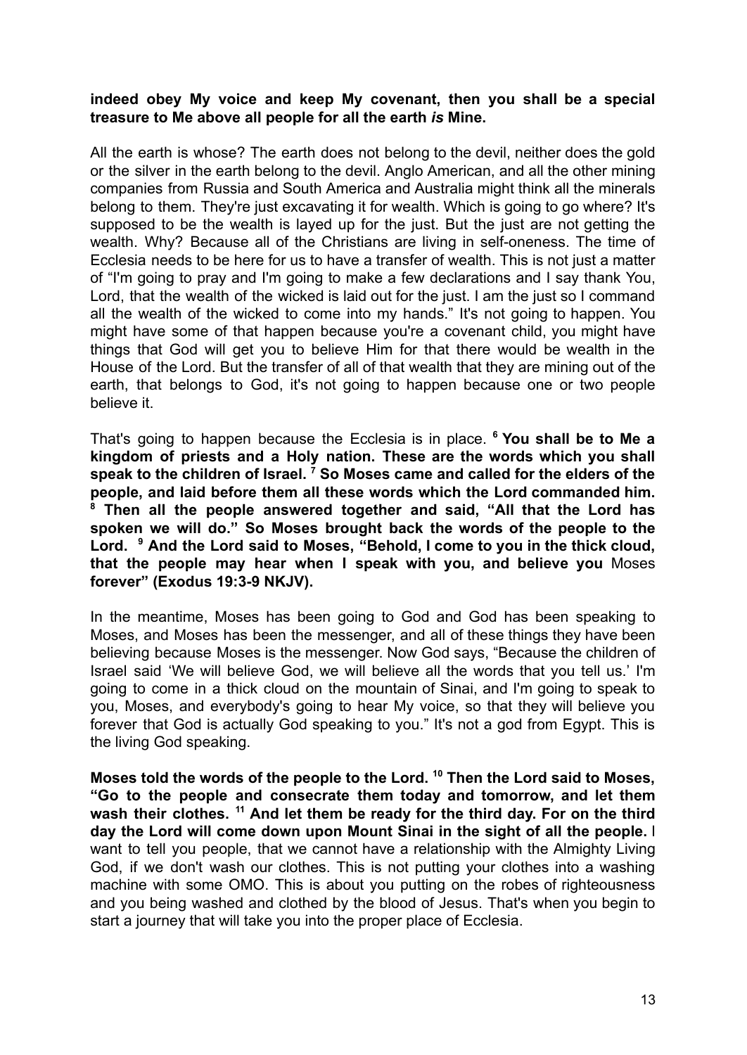**indeed obey My voice and keep My covenant, then you shall be a special treasure to Me above all people for all the earth *is* Mine.**

All the earth is whose? The earth does not belong to the devil, neither does the gold or the silver in the earth belong to the devil. Anglo American, and all the other mining companies from Russia and South America and Australia might think all the minerals belong to them. They're just excavating it for wealth. Which is going to go where? It's supposed to be the wealth is layed up for the just. But the just are not getting the wealth. Why? Because all of the Christians are living in self-oneness. The time of Ecclesia needs to be here for us to have a transfer of wealth. This is not just a matter of "I'm going to pray and I'm going to make a few declarations and I say thank You, Lord, that the wealth of the wicked is laid out for the just. I am the just so I command all the wealth of the wicked to come into my hands." It's not going to happen. You might have some of that happen because you're a covenant child, you might have things that God will get you to believe Him for that there would be wealth in the House of the Lord. But the transfer of all of that wealth that they are mining out of the earth, that belongs to God, it's not going to happen because one or two people believe it.

That's going to happen because the Ecclesia is in place. **[6] You shall be to Me a kingdom of priests and a Holy nation. These are the words which you shall speak to the children of Israel. [7] So Moses came and called for the elders of the people, and laid before them all these words which the Lord commanded him. [8] Then all the people answered together and said, "All that the Lord has spoken we will do." So Moses brought back the words of the people to the Lord. [9] And the Lord said to Moses, "Behold, I come to you in the thick cloud, that the people may hear when I speak with you, and believe you** Moses **forever" (Exodus 19:3-9 NKJV).**

In the meantime, Moses has been going to God and God has been speaking to Moses, and Moses has been the messenger, and all of these things they have been believing because Moses is the messenger. Now God says, "Because the children of Israel said 'We will believe God, we will believe all the words that you tell us.' I'm going to come in a thick cloud on the mountain of Sinai, and I'm going to speak to you, Moses, and everybody's going to hear My voice, so that they will believe you forever that God is actually God speaking to you." It's not a god from Egypt. This is the living God speaking.

**Moses told the words of the people to the Lord. [10] Then the Lord said to Moses, "Go to the people and consecrate them today and tomorrow, and let them wash their clothes. [11] And let them be ready for the third day. For on the third day the Lord will come down upon Mount Sinai in the sight of all the people.** I want to tell you people, that we cannot have a relationship with the Almighty Living God, if we don't wash our clothes. This is not putting your clothes into a washing machine with some OMO. This is about you putting on the robes of righteousness and you being washed and clothed by the blood of Jesus. That's when you begin to start a journey that will take you into the proper place of Ecclesia.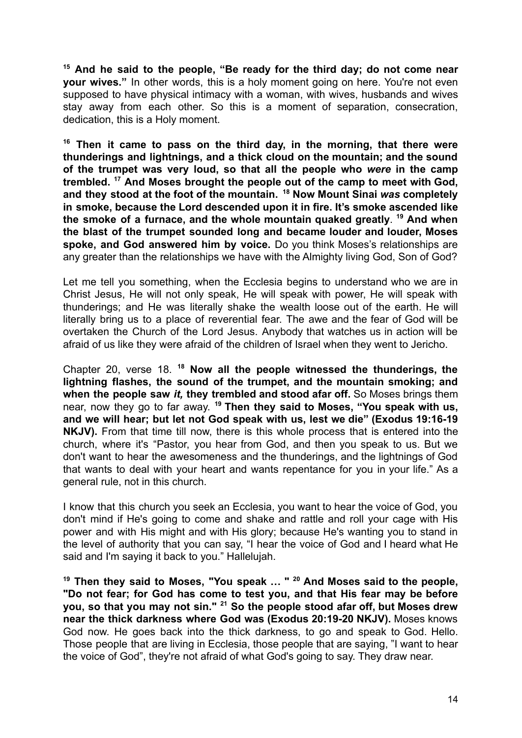**[15] And he said to the people, "Be ready for the third day; do not come near your wives."** In other words, this is a holy moment going on here. You're not even supposed to have physical intimacy with a woman, with wives, husbands and wives stay away from each other. So this is a moment of separation, consecration, dedication, this is a Holy moment.

**[16] Then it came to pass on the third day, in the morning, that there were thunderings and lightnings, and a thick cloud on the mountain; and the sound of the trumpet was very loud, so that all the people who *were* in the camp trembled. [17] And Moses brought the people out of the camp to meet with God, and they stood at the foot of the mountain. [18] Now Mount Sinai *was* completely in smoke, because the Lord descended upon it in fire. It's smoke ascended like the smoke of a furnace, and the whole mountain quaked greatly**. **[19] And when the blast of the trumpet sounded long and became louder and louder, Moses spoke, and God answered him by voice.** Do you think Moses's relationships are any greater than the relationships we have with the Almighty living God, Son of God?

Let me tell you something, when the Ecclesia begins to understand who we are in Christ Jesus, He will not only speak, He will speak with power, He will speak with thunderings; and He was literally shake the wealth loose out of the earth. He will literally bring us to a place of reverential fear. The awe and the fear of God will be overtaken the Church of the Lord Jesus. Anybody that watches us in action will be afraid of us like they were afraid of the children of Israel when they went to Jericho.

Chapter 20, verse 18. **[18] Now all the people witnessed the thunderings, the lightning flashes, the sound of the trumpet, and the mountain smoking; and when the people saw *it,* they trembled and stood afar off.** So Moses brings them near, now they go to far away. **[19] Then they said to Moses, "You speak with us, and we will hear; but let not God speak with us, lest we die" (Exodus 19:16-19 NKJV).** From that time till now, there is this whole process that is entered into the church, where it's "Pastor, you hear from God, and then you speak to us. But we don't want to hear the awesomeness and the thunderings, and the lightnings of God that wants to deal with your heart and wants repentance for you in your life." As a general rule, not in this church.

I know that this church you seek an Ecclesia, you want to hear the voice of God, you don't mind if He's going to come and shake and rattle and roll your cage with His power and with His might and with His glory; because He's wanting you to stand in the level of authority that you can say, "I hear the voice of God and I heard what He said and I'm saying it back to you." Hallelujah.

**[19] Then they said to Moses, "You speak … " [20] And Moses said to the people, "Do not fear; for God has come to test you, and that His fear may be before you, so that you may not sin." [21] So the people stood afar off, but Moses drew near the thick darkness where God was (Exodus 20:19-20 NKJV).** Moses knows God now. He goes back into the thick darkness, to go and speak to God. Hello. Those people that are living in Ecclesia, those people that are saying, "I want to hear the voice of God", they're not afraid of what God's going to say. They draw near.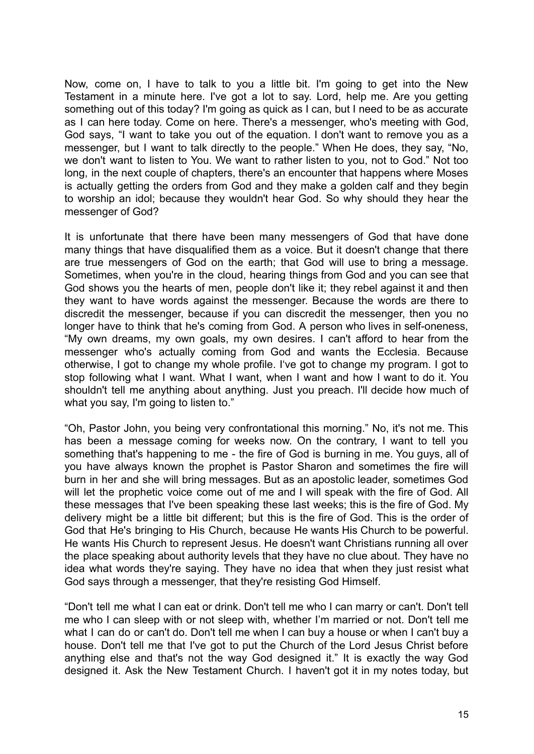Now, come on, I have to talk to you a little bit. I'm going to get into the New Testament in a minute here. I've got a lot to say. Lord, help me. Are you getting something out of this today? I'm going as quick as I can, but I need to be as accurate as I can here today. Come on here. There's a messenger, who's meeting with God, God says, "I want to take you out of the equation. I don't want to remove you as a messenger, but I want to talk directly to the people." When He does, they say, "No, we don't want to listen to You. We want to rather listen to you, not to God." Not too long, in the next couple of chapters, there's an encounter that happens where Moses is actually getting the orders from God and they make a golden calf and they begin to worship an idol; because they wouldn't hear God. So why should they hear the messenger of God?

It is unfortunate that there have been many messengers of God that have done many things that have disqualified them as a voice. But it doesn't change that there are true messengers of God on the earth; that God will use to bring a message. Sometimes, when you're in the cloud, hearing things from God and you can see that God shows you the hearts of men, people don't like it; they rebel against it and then they want to have words against the messenger. Because the words are there to discredit the messenger, because if you can discredit the messenger, then you no longer have to think that he's coming from God. A person who lives in self-oneness, "My own dreams, my own goals, my own desires. I can't afford to hear from the messenger who's actually coming from God and wants the Ecclesia. Because otherwise, I got to change my whole profile. I've got to change my program. I got to stop following what I want. What I want, when I want and how I want to do it. You shouldn't tell me anything about anything. Just you preach. I'll decide how much of what you say, I'm going to listen to."

"Oh, Pastor John, you being very confrontational this morning." No, it's not me. This has been a message coming for weeks now. On the contrary, I want to tell you something that's happening to me - the fire of God is burning in me. You guys, all of you have always known the prophet is Pastor Sharon and sometimes the fire will burn in her and she will bring messages. But as an apostolic leader, sometimes God will let the prophetic voice come out of me and I will speak with the fire of God. All these messages that I've been speaking these last weeks; this is the fire of God. My delivery might be a little bit different; but this is the fire of God. This is the order of God that He's bringing to His Church, because He wants His Church to be powerful. He wants His Church to represent Jesus. He doesn't want Christians running all over the place speaking about authority levels that they have no clue about. They have no idea what words they're saying. They have no idea that when they just resist what God says through a messenger, that they're resisting God Himself.

"Don't tell me what I can eat or drink. Don't tell me who I can marry or can't. Don't tell me who I can sleep with or not sleep with, whether I'm married or not. Don't tell me what I can do or can't do. Don't tell me when I can buy a house or when I can't buy a house. Don't tell me that I've got to put the Church of the Lord Jesus Christ before anything else and that's not the way God designed it." It is exactly the way God designed it. Ask the New Testament Church. I haven't got it in my notes today, but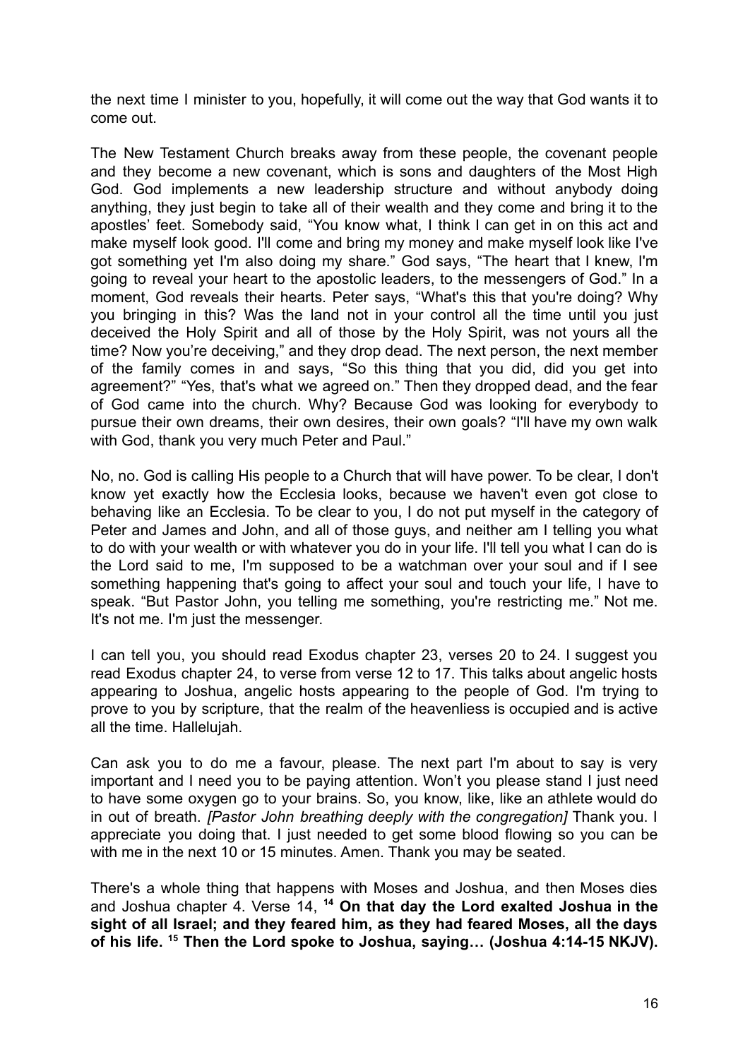the next time I minister to you, hopefully, it will come out the way that God wants it to come out.

The New Testament Church breaks away from these people, the covenant people and they become a new covenant, which is sons and daughters of the Most High God. God implements a new leadership structure and without anybody doing anything, they just begin to take all of their wealth and they come and bring it to the apostles' feet. Somebody said, "You know what, I think I can get in on this act and make myself look good. I'll come and bring my money and make myself look like I've got something yet I'm also doing my share." God says, "The heart that I knew, I'm going to reveal your heart to the apostolic leaders, to the messengers of God." In a moment, God reveals their hearts. Peter says, "What's this that you're doing? Why you bringing in this? Was the land not in your control all the time until you just deceived the Holy Spirit and all of those by the Holy Spirit, was not yours all the time? Now you're deceiving," and they drop dead. The next person, the next member of the family comes in and says, "So this thing that you did, did you get into agreement?" "Yes, that's what we agreed on." Then they dropped dead, and the fear of God came into the church. Why? Because God was looking for everybody to pursue their own dreams, their own desires, their own goals? "I'll have my own walk with God, thank you very much Peter and Paul."

No, no. God is calling His people to a Church that will have power. To be clear, I don't know yet exactly how the Ecclesia looks, because we haven't even got close to behaving like an Ecclesia. To be clear to you, I do not put myself in the category of Peter and James and John, and all of those guys, and neither am I telling you what to do with your wealth or with whatever you do in your life. I'll tell you what I can do is the Lord said to me, I'm supposed to be a watchman over your soul and if I see something happening that's going to affect your soul and touch your life, I have to speak. "But Pastor John, you telling me something, you're restricting me." Not me. It's not me. I'm just the messenger.

I can tell you, you should read Exodus chapter 23, verses 20 to 24. I suggest you read Exodus chapter 24, to verse from verse 12 to 17. This talks about angelic hosts appearing to Joshua, angelic hosts appearing to the people of God. I'm trying to prove to you by scripture, that the realm of the heavenliess is occupied and is active all the time. Hallelujah.

Can ask you to do me a favour, please. The next part I'm about to say is very important and I need you to be paying attention. Won't you please stand I just need to have some oxygen go to your brains. So, you know, like, like an athlete would do in out of breath. *[Pastor John breathing deeply with the congregation]* Thank you. I appreciate you doing that. I just needed to get some blood flowing so you can be with me in the next 10 or 15 minutes. Amen. Thank you may be seated.

There's a whole thing that happens with Moses and Joshua, and then Moses dies and Joshua chapter 4. Verse 14, **[14] On that day the Lord exalted Joshua in the sight of all Israel; and they feared him, as they had feared Moses, all the days of his life. [15] Then the Lord spoke to Joshua, saying… (Joshua 4:14-15 NKJV).**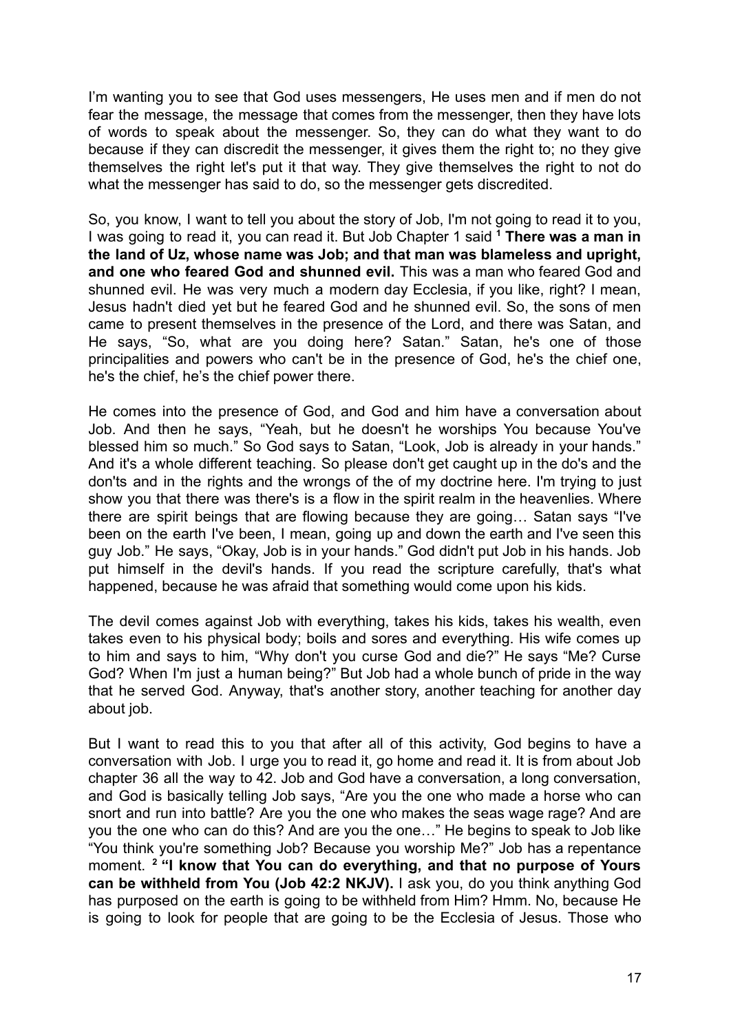I'm wanting you to see that God uses messengers, He uses men and if men do not fear the message, the message that comes from the messenger, then they have lots of words to speak about the messenger. So, they can do what they want to do because if they can discredit the messenger, it gives them the right to; no they give themselves the right let's put it that way. They give themselves the right to not do what the messenger has said to do, so the messenger gets discredited.

So, you know, I want to tell you about the story of Job, I'm not going to read it to you, I was going to read it, you can read it. But Job Chapter 1 said [1] **There was a man in the land of Uz, whose name was Job; and that man was blameless and upright, and one who feared God and shunned evil.** This was a man who feared God and shunned evil. He was very much a modern day Ecclesia, if you like, right? I mean, Jesus hadn't died yet but he feared God and he shunned evil. So, the sons of men came to present themselves in the presence of the Lord, and there was Satan, and He says, "So, what are you doing here? Satan." Satan, he's one of those principalities and powers who can't be in the presence of God, he's the chief one, he's the chief, he's the chief power there.

He comes into the presence of God, and God and him have a conversation about Job. And then he says, "Yeah, but he doesn't he worships You because You've blessed him so much." So God says to Satan, "Look, Job is already in your hands." And it's a whole different teaching. So please don't get caught up in the do's and the don'ts and in the rights and the wrongs of the of my doctrine here. I'm trying to just show you that there was there's is a flow in the spirit realm in the heavenlies. Where there are spirit beings that are flowing because they are going… Satan says "I've been on the earth I've been, I mean, going up and down the earth and I've seen this guy Job." He says, "Okay, Job is in your hands." God didn't put Job in his hands. Job put himself in the devil's hands. If you read the scripture carefully, that's what happened, because he was afraid that something would come upon his kids.

The devil comes against Job with everything, takes his kids, takes his wealth, even takes even to his physical body; boils and sores and everything. His wife comes up to him and says to him, "Why don't you curse God and die?" He says "Me? Curse God? When I'm just a human being?" But Job had a whole bunch of pride in the way that he served God. Anyway, that's another story, another teaching for another day about job.

But I want to read this to you that after all of this activity, God begins to have a conversation with Job. I urge you to read it, go home and read it. It is from about Job chapter 36 all the way to 42. Job and God have a conversation, a long conversation, and God is basically telling Job says, "Are you the one who made a horse who can snort and run into battle? Are you the one who makes the seas wage rage? And are you the one who can do this? And are you the one…" He begins to speak to Job like "You think you're something Job? Because you worship Me?" Job has a repentance moment. [2] **"I know that You can do everything, and that no purpose of Yours can be withheld from You (Job 42:2 NKJV).** I ask you, do you think anything God has purposed on the earth is going to be withheld from Him? Hmm. No, because He is going to look for people that are going to be the Ecclesia of Jesus. Those who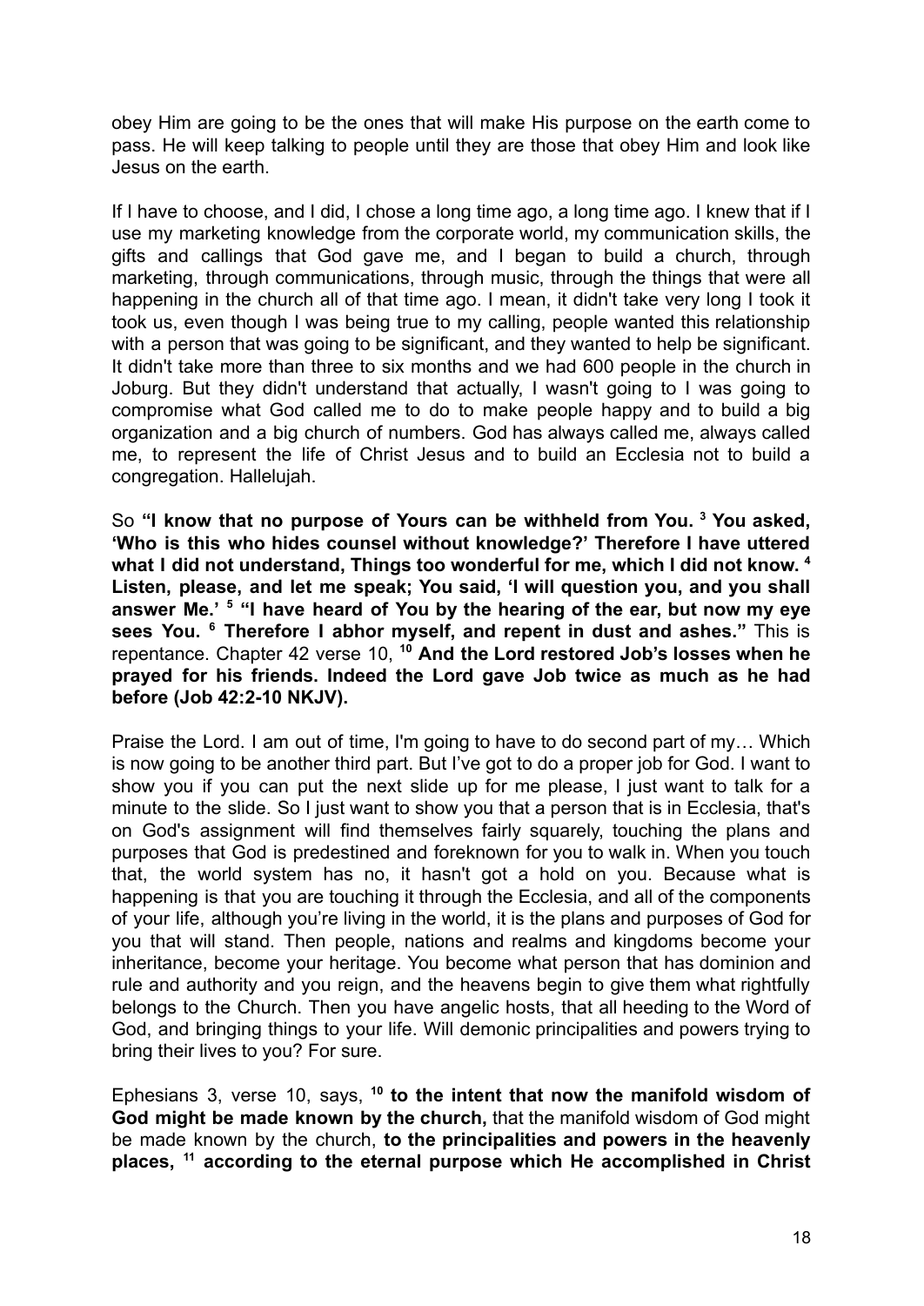obey Him are going to be the ones that will make His purpose on the earth come to pass. He will keep talking to people until they are those that obey Him and look like Jesus on the earth.

If I have to choose, and I did, I chose a long time ago, a long time ago. I knew that if I use my marketing knowledge from the corporate world, my communication skills, the gifts and callings that God gave me, and I began to build a church, through marketing, through communications, through music, through the things that were all happening in the church all of that time ago. I mean, it didn't take very long I took it took us, even though I was being true to my calling, people wanted this relationship with a person that was going to be significant, and they wanted to help be significant. It didn't take more than three to six months and we had 600 people in the church in Joburg. But they didn't understand that actually, I wasn't going to I was going to compromise what God called me to do to make people happy and to build a big organization and a big church of numbers. God has always called me, always called me, to represent the life of Christ Jesus and to build an Ecclesia not to build a congregation. Hallelujah.

So **"I know that no purpose of Yours can be withheld from You. [3] You asked, 'Who is this who hides counsel without knowledge?' Therefore I have uttered what I did not understand, Things too wonderful for me, which I did not know. [4] Listen, please, and let me speak; You said, 'I will question you, and you shall answer Me.' [5] "I have heard of You by the hearing of the ear, but now my eye sees You. [6] Therefore I abhor myself, and repent in dust and ashes."** This is repentance. Chapter 42 verse 10, **[10] And the Lord restored Job's losses when he prayed for his friends. Indeed the Lord gave Job twice as much as he had before (Job 42:2-10 NKJV).**

Praise the Lord. I am out of time, I'm going to have to do second part of my… Which is now going to be another third part. But I've got to do a proper job for God. I want to show you if you can put the next slide up for me please, I just want to talk for a minute to the slide. So I just want to show you that a person that is in Ecclesia, that's on God's assignment will find themselves fairly squarely, touching the plans and purposes that God is predestined and foreknown for you to walk in. When you touch that, the world system has no, it hasn't got a hold on you. Because what is happening is that you are touching it through the Ecclesia, and all of the components of your life, although you're living in the world, it is the plans and purposes of God for you that will stand. Then people, nations and realms and kingdoms become your inheritance, become your heritage. You become what person that has dominion and rule and authority and you reign, and the heavens begin to give them what rightfully belongs to the Church. Then you have angelic hosts, that all heeding to the Word of God, and bringing things to your life. Will demonic principalities and powers trying to bring their lives to you? For sure.

Ephesians 3, verse 10, says, **[10] to the intent that now the manifold wisdom of God might be made known by the church,** that the manifold wisdom of God might be made known by the church, **to the principalities and powers in the heavenly places, [11] according to the eternal purpose which He accomplished in Christ**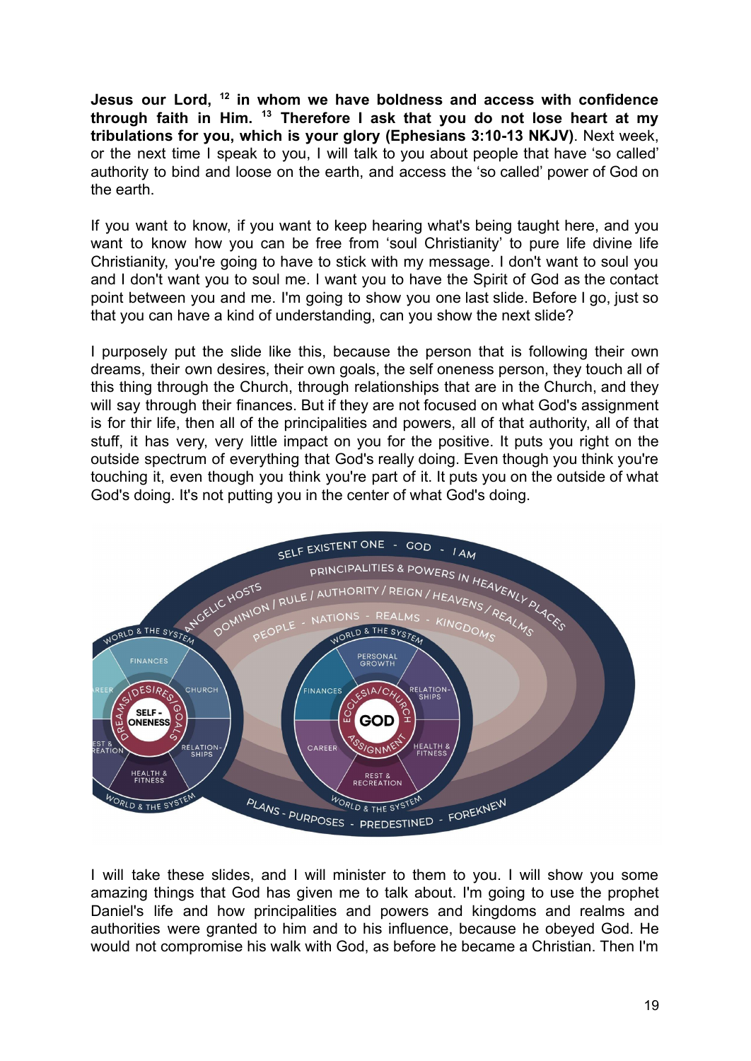**Jesus our Lord, [12] in whom we have boldness and access with confidence through faith in Him. [13] Therefore I ask that you do not lose heart at my tribulations for you, which is your glory (Ephesians 3:10-13 NKJV)**. Next week, or the next time I speak to you, I will talk to you about people that have 'so called' authority to bind and loose on the earth, and access the 'so called' power of God on the earth.

If you want to know, if you want to keep hearing what's being taught here, and you want to know how you can be free from 'soul Christianity' to pure life divine life Christianity, you're going to have to stick with my message. I don't want to soul you and I don't want you to soul me. I want you to have the Spirit of God as the contact point between you and me. I'm going to show you one last slide. Before I go, just so that you can have a kind of understanding, can you show the next slide?

I purposely put the slide like this, because the person that is following their own dreams, their own desires, their own goals, the self oneness person, they touch all of this thing through the Church, through relationships that are in the Church, and they will say through their finances. But if they are not focused on what God's assignment is for thir life, then all of the principalities and powers, all of that authority, all of that stuff, it has very, very little impact on you for the positive. It puts you right on the outside spectrum of everything that God's really doing. Even though you think you're touching it, even though you think you're part of it. It puts you on the outside of what God's doing. It's not putting you in the center of what God's doing.

I will take these slides, and I will minister to them to you. I will show you some amazing things that God has given me to talk about. I'm going to use the prophet Daniel's life and how principalities and powers and kingdoms and realms and authorities were granted to him and to his influence, because he obeyed God. He would not compromise his walk with God, as before he became a Christian. Then I'm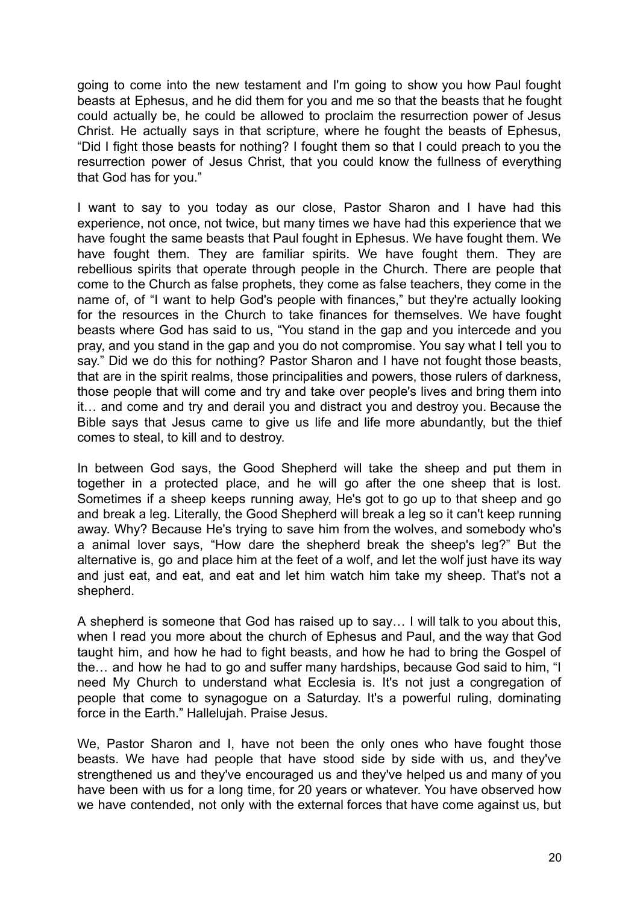going to come into the new testament and I'm going to show you how Paul fought beasts at Ephesus, and he did them for you and me so that the beasts that he fought could actually be, he could be allowed to proclaim the resurrection power of Jesus Christ. He actually says in that scripture, where he fought the beasts of Ephesus, "Did I fight those beasts for nothing? I fought them so that I could preach to you the resurrection power of Jesus Christ, that you could know the fullness of everything that God has for you."

I want to say to you today as our close, Pastor Sharon and I have had this experience, not once, not twice, but many times we have had this experience that we have fought the same beasts that Paul fought in Ephesus. We have fought them. We have fought them. They are familiar spirits. We have fought them. They are rebellious spirits that operate through people in the Church. There are people that come to the Church as false prophets, they come as false teachers, they come in the name of, of "I want to help God's people with finances," but they're actually looking for the resources in the Church to take finances for themselves. We have fought beasts where God has said to us, "You stand in the gap and you intercede and you pray, and you stand in the gap and you do not compromise. You say what I tell you to say." Did we do this for nothing? Pastor Sharon and I have not fought those beasts, that are in the spirit realms, those principalities and powers, those rulers of darkness, those people that will come and try and take over people's lives and bring them into it… and come and try and derail you and distract you and destroy you. Because the Bible says that Jesus came to give us life and life more abundantly, but the thief comes to steal, to kill and to destroy.

In between God says, the Good Shepherd will take the sheep and put them in together in a protected place, and he will go after the one sheep that is lost. Sometimes if a sheep keeps running away, He's got to go up to that sheep and go and break a leg. Literally, the Good Shepherd will break a leg so it can't keep running away. Why? Because He's trying to save him from the wolves, and somebody who's a animal lover says, "How dare the shepherd break the sheep's leg?" But the alternative is, go and place him at the feet of a wolf, and let the wolf just have its way and just eat, and eat, and eat and let him watch him take my sheep. That's not a shepherd.

A shepherd is someone that God has raised up to say… I will talk to you about this, when I read you more about the church of Ephesus and Paul, and the way that God taught him, and how he had to fight beasts, and how he had to bring the Gospel of the… and how he had to go and suffer many hardships, because God said to him, "I need My Church to understand what Ecclesia is. It's not just a congregation of people that come to synagogue on a Saturday. It's a powerful ruling, dominating force in the Earth." Hallelujah. Praise Jesus.

We, Pastor Sharon and I, have not been the only ones who have fought those beasts. We have had people that have stood side by side with us, and they've strengthened us and they've encouraged us and they've helped us and many of you have been with us for a long time, for 20 years or whatever. You have observed how we have contended, not only with the external forces that have come against us, but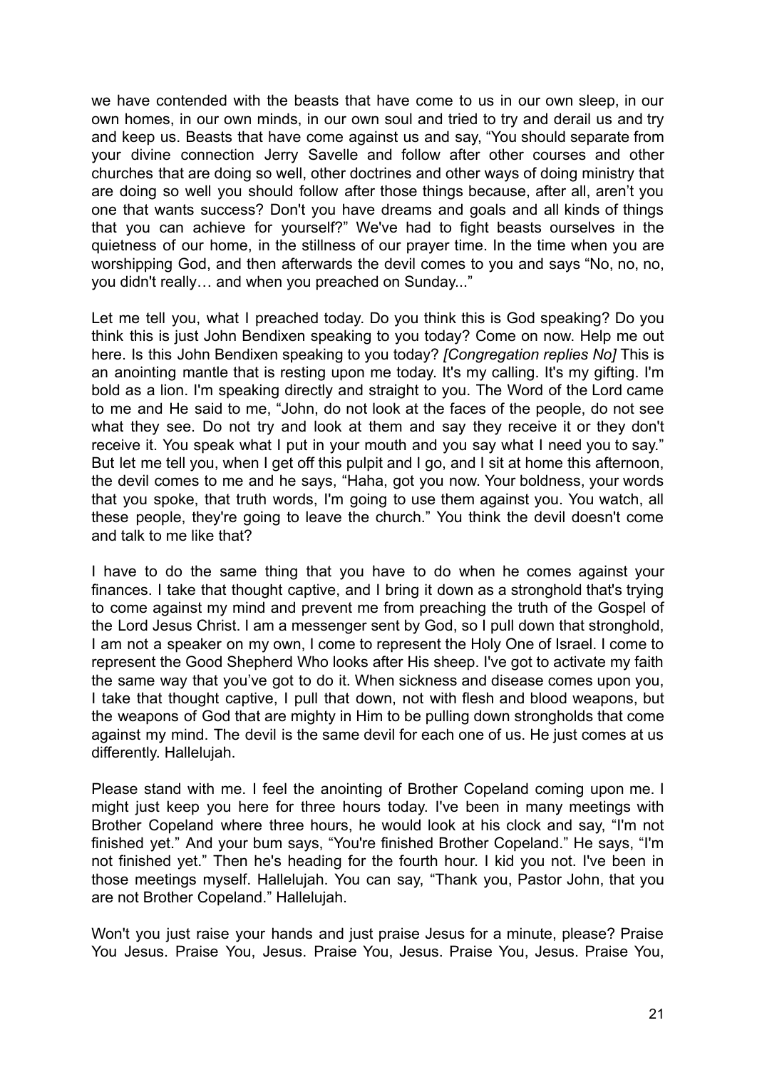we have contended with the beasts that have come to us in our own sleep, in our own homes, in our own minds, in our own soul and tried to try and derail us and try and keep us. Beasts that have come against us and say, "You should separate from your divine connection Jerry Savelle and follow after other courses and other churches that are doing so well, other doctrines and other ways of doing ministry that are doing so well you should follow after those things because, after all, aren't you one that wants success? Don't you have dreams and goals and all kinds of things that you can achieve for yourself?" We've had to fight beasts ourselves in the quietness of our home, in the stillness of our prayer time. In the time when you are worshipping God, and then afterwards the devil comes to you and says "No, no, no, you didn't really… and when you preached on Sunday..."

Let me tell you, what I preached today. Do you think this is God speaking? Do you think this is just John Bendixen speaking to you today? Come on now. Help me out here. Is this John Bendixen speaking to you today? *[Congregation replies No]* This is an anointing mantle that is resting upon me today. It's my calling. It's my gifting. I'm bold as a lion. I'm speaking directly and straight to you. The Word of the Lord came to me and He said to me, "John, do not look at the faces of the people, do not see what they see. Do not try and look at them and say they receive it or they don't receive it. You speak what I put in your mouth and you say what I need you to say." But let me tell you, when I get off this pulpit and I go, and I sit at home this afternoon, the devil comes to me and he says, "Haha, got you now. Your boldness, your words that you spoke, that truth words, I'm going to use them against you. You watch, all these people, they're going to leave the church." You think the devil doesn't come and talk to me like that?

I have to do the same thing that you have to do when he comes against your finances. I take that thought captive, and I bring it down as a stronghold that's trying to come against my mind and prevent me from preaching the truth of the Gospel of the Lord Jesus Christ. I am a messenger sent by God, so I pull down that stronghold, I am not a speaker on my own, I come to represent the Holy One of Israel. I come to represent the Good Shepherd Who looks after His sheep. I've got to activate my faith the same way that you've got to do it. When sickness and disease comes upon you, I take that thought captive, I pull that down, not with flesh and blood weapons, but the weapons of God that are mighty in Him to be pulling down strongholds that come against my mind. The devil is the same devil for each one of us. He just comes at us differently. Hallelujah.

Please stand with me. I feel the anointing of Brother Copeland coming upon me. I might just keep you here for three hours today. I've been in many meetings with Brother Copeland where three hours, he would look at his clock and say, "I'm not finished yet." And your bum says, "You're finished Brother Copeland." He says, "I'm not finished yet." Then he's heading for the fourth hour. I kid you not. I've been in those meetings myself. Hallelujah. You can say, "Thank you, Pastor John, that you are not Brother Copeland." Hallelujah.

Won't you just raise your hands and just praise Jesus for a minute, please? Praise You Jesus. Praise You, Jesus. Praise You, Jesus. Praise You, Jesus. Praise You,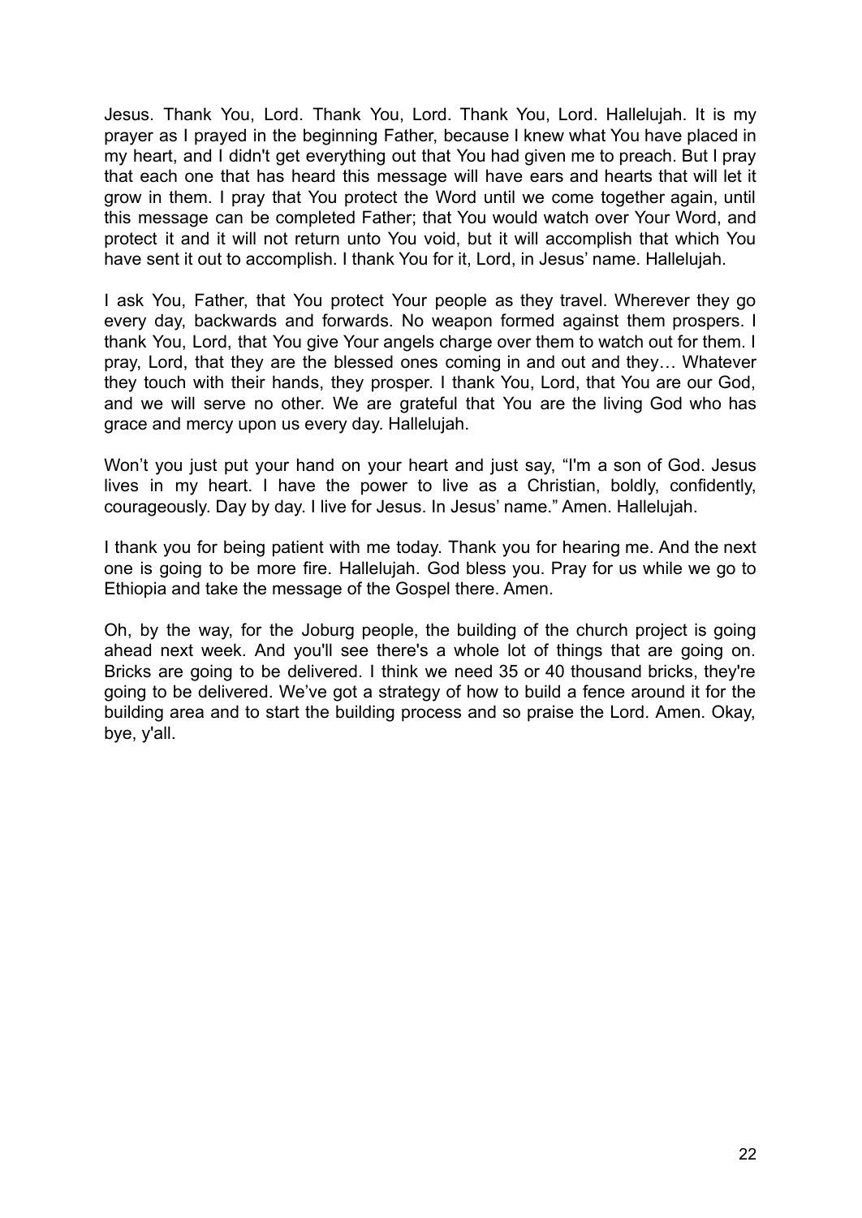Jesus. Thank You, Lord. Thank You, Lord. Thank You, Lord. Hallelujah. It is my prayer as I prayed in the beginning Father, because I knew what You have placed in my heart, and I didn't get everything out that You had given me to preach. But I pray that each one that has heard this message will have ears and hearts that will let it grow in them. I pray that You protect the Word until we come together again, until this message can be completed Father; that You would watch over Your Word, and protect it and it will not return unto You void, but it will accomplish that which You have sent it out to accomplish. I thank You for it, Lord, in Jesus' name. Hallelujah.

I ask You, Father, that You protect Your people as they travel. Wherever they go every day, backwards and forwards. No weapon formed against them prospers. I thank You, Lord, that You give Your angels charge over them to watch out for them. I pray, Lord, that they are the blessed ones coming in and out and they… Whatever they touch with their hands, they prosper. I thank You, Lord, that You are our God, and we will serve no other. We are grateful that You are the living God who has grace and mercy upon us every day. Hallelujah.

Won't you just put your hand on your heart and just say, "I'm a son of God. Jesus lives in my heart. I have the power to live as a Christian, boldly, confidently, courageously. Day by day. I live for Jesus. In Jesus' name." Amen. Hallelujah.

I thank you for being patient with me today. Thank you for hearing me. And the next one is going to be more fire. Hallelujah. God bless you. Pray for us while we go to Ethiopia and take the message of the Gospel there. Amen.

Oh, by the way, for the Joburg people, the building of the church project is going ahead next week. And you'll see there's a whole lot of things that are going on. Bricks are going to be delivered. I think we need 35 or 40 thousand bricks, they're going to be delivered. We've got a strategy of how to build a fence around it for the building area and to start the building process and so praise the Lord. Amen. Okay, bye, y'all.